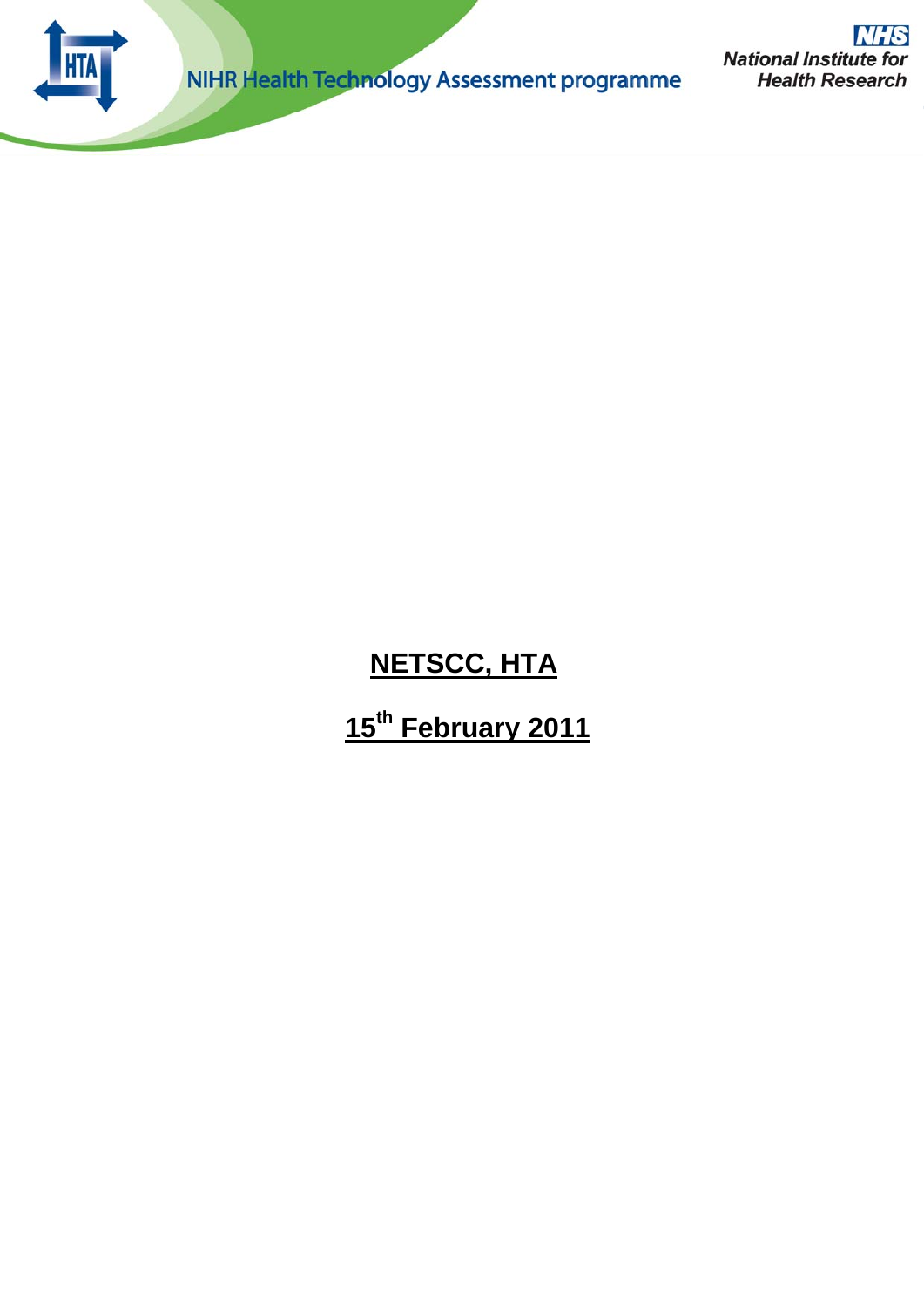NIHR Health Technology Assessment programme

National Institute for Health Research

**NETSCC, HTA**

**15th February 2011**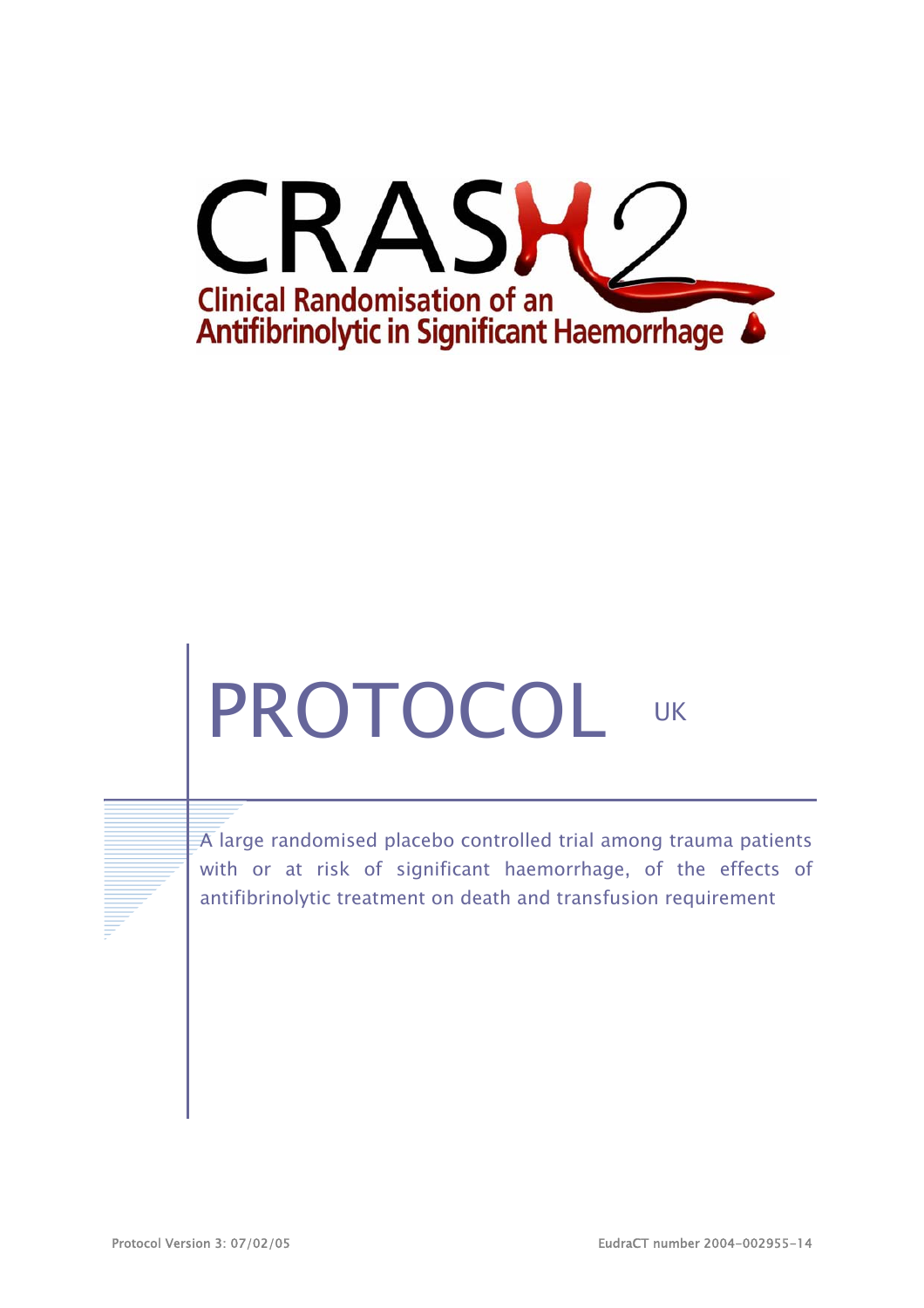# CRASH 2

Clinical Randomisation of an Antifibrinolytic in Significant Haemorrhage

# PROTOCOL UK

A large randomised placebo controlled trial among trauma patients with or at risk of significant haemorrhage, of the effects of antifibrinolytic treatment on death and transfusion requirement

Protocol Version 3: 07/02/05

EudraCT number 2004-002955-14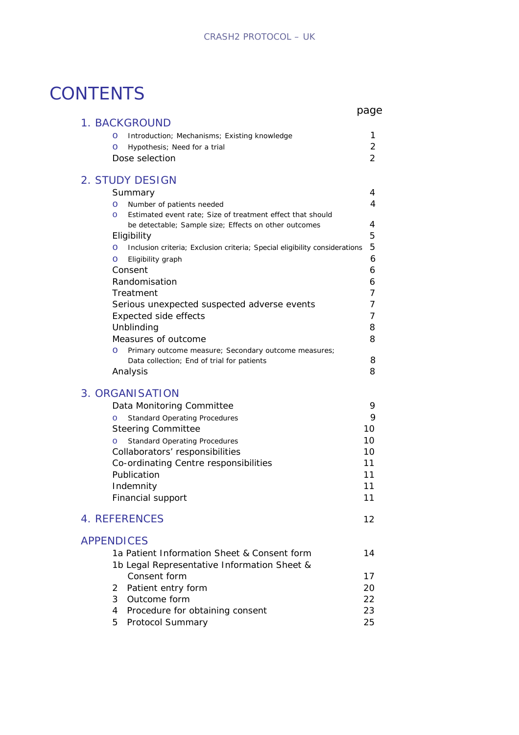# CONTENTS

| | page |
|---|---|
| **1. BACKGROUND** | |
| o Introduction; Mechanisms; Existing knowledge | 1 |
| o Hypothesis; Need for a trial | 2 |
| Dose selection | 2 |
| **2. STUDY DESIGN** | |
| Summary | 4 |
| o Number of patients needed | 4 |
| o Estimated event rate; Size of treatment effect that should be detectable; Sample size; Effects on other outcomes | 4 |
| Eligibility | 5 |
| o Inclusion criteria; Exclusion criteria; Special eligibility considerations | 5 |
| o Eligibility graph | 6 |
| Consent | 6 |
| Randomisation | 6 |
| Treatment | 7 |
| Serious unexpected suspected adverse events | 7 |
| Expected side effects | 7 |
| Unblinding | 8 |
| Measures of outcome | 8 |
| o Primary outcome measure; Secondary outcome measures; Data collection; End of trial for patients | 8 |
| Analysis | 8 |
| **3. ORGANISATION** | |
| Data Monitoring Committee | 9 |
| o Standard Operating Procedures | 9 |
| Steering Committee | 10 |
| o Standard Operating Procedures | 10 |
| Collaborators' responsibilities | 10 |
| Co-ordinating Centre responsibilities | 11 |
| Publication | 11 |
| Indemnity | 11 |
| Financial support | 11 |
| **4. REFERENCES** | 12 |
| **APPENDICES** | |
| 1a Patient Information Sheet & Consent form | 14 |
| 1b Legal Representative Information Sheet & Consent form | 17 |
| 2 Patient entry form | 20 |
| 3 Outcome form | 22 |
| 4 Procedure for obtaining consent | 23 |
| 5 Protocol Summary | 25 |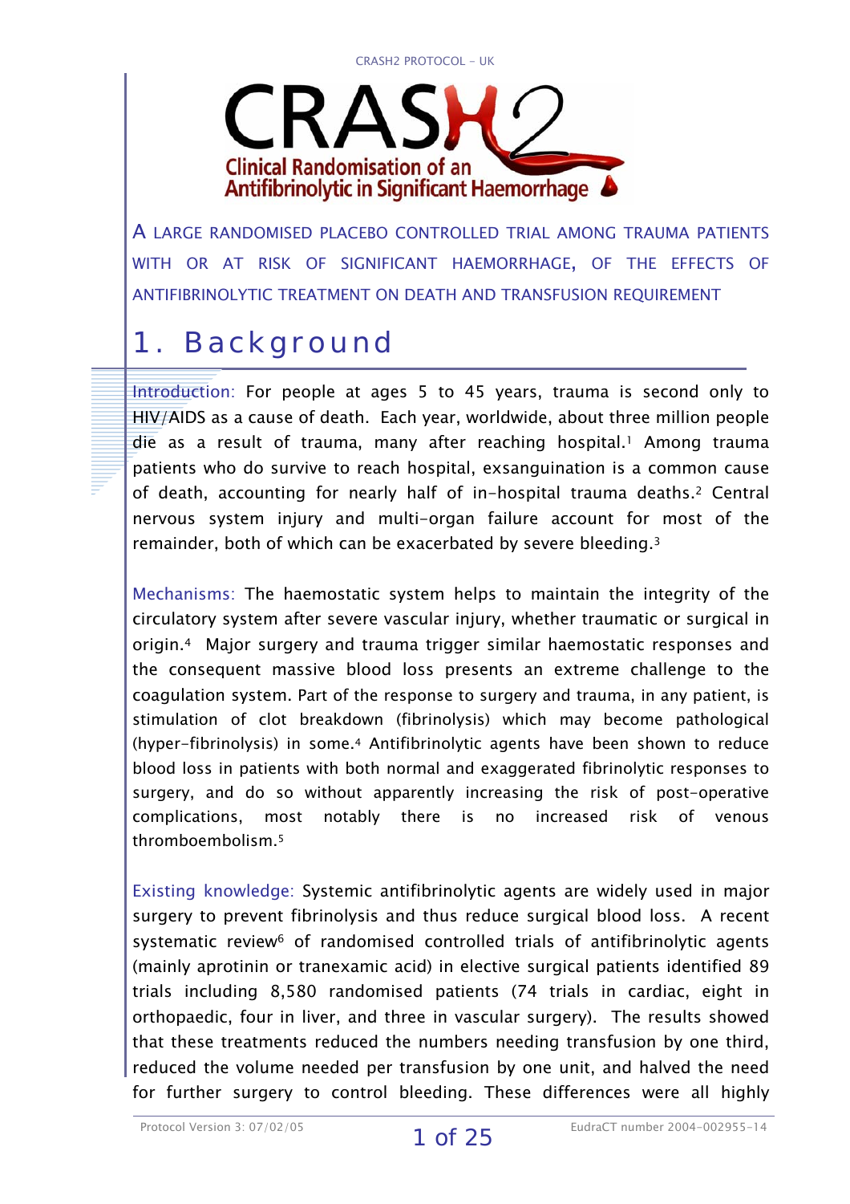# CRASH2

**Clinical Randomisation of an Antifibrinolytic in Significant Haemorrhage**

A LARGE RANDOMISED PLACEBO CONTROLLED TRIAL AMONG TRAUMA PATIENTS WITH OR AT RISK OF SIGNIFICANT HAEMORRHAGE, OF THE EFFECTS OF ANTIFIBRINOLYTIC TREATMENT ON DEATH AND TRANSFUSION REQUIREMENT

# 1. Background

Introduction: For people at ages 5 to 45 years, trauma is second only to HIV/AIDS as a cause of death. Each year, worldwide, about three million people die as a result of trauma, many after reaching hospital.[1] Among trauma patients who do survive to reach hospital, exsanguination is a common cause of death, accounting for nearly half of in-hospital trauma deaths.[2] Central nervous system injury and multi-organ failure account for most of the remainder, both of which can be exacerbated by severe bleeding.[3]

Mechanisms: The haemostatic system helps to maintain the integrity of the circulatory system after severe vascular injury, whether traumatic or surgical in origin.[4] Major surgery and trauma trigger similar haemostatic responses and the consequent massive blood loss presents an extreme challenge to the coagulation system. Part of the response to surgery and trauma, in any patient, is stimulation of clot breakdown (fibrinolysis) which may become pathological (hyper-fibrinolysis) in some.[4] Antifibrinolytic agents have been shown to reduce blood loss in patients with both normal and exaggerated fibrinolytic responses to surgery, and do so without apparently increasing the risk of post-operative complications, most notably there is no increased risk of venous thromboembolism.[5]

Existing knowledge: Systemic antifibrinolytic agents are widely used in major surgery to prevent fibrinolysis and thus reduce surgical blood loss. A recent systematic review[6] of randomised controlled trials of antifibrinolytic agents (mainly aprotinin or tranexamic acid) in elective surgical patients identified 89 trials including 8,580 randomised patients (74 trials in cardiac, eight in orthopaedic, four in liver, and three in vascular surgery). The results showed that these treatments reduced the numbers needing transfusion by one third, reduced the volume needed per transfusion by one unit, and halved the need for further surgery to control bleeding. These differences were all highly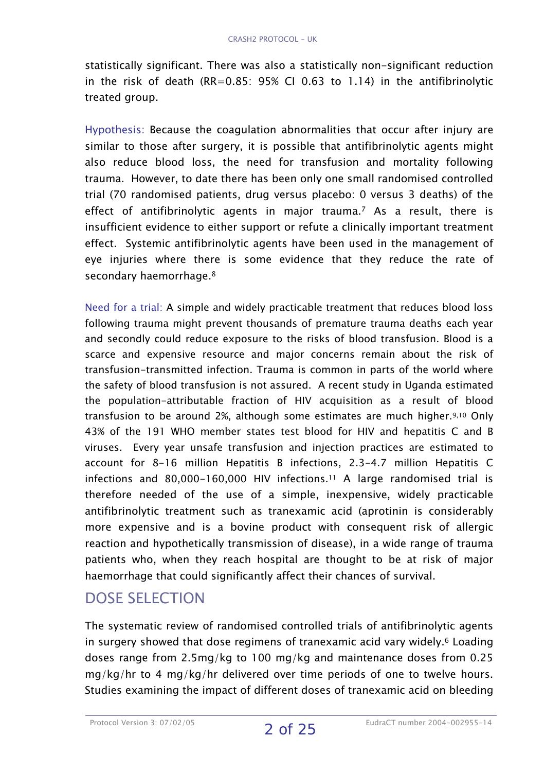statistically significant. There was also a statistically non-significant reduction in the risk of death (RR=0.85: 95% CI 0.63 to 1.14) in the antifibrinolytic treated group.

Hypothesis: Because the coagulation abnormalities that occur after injury are similar to those after surgery, it is possible that antifibrinolytic agents might also reduce blood loss, the need for transfusion and mortality following trauma. However, to date there has been only one small randomised controlled trial (70 randomised patients, drug versus placebo: 0 versus 3 deaths) of the effect of antifibrinolytic agents in major trauma.[7] As a result, there is insufficient evidence to either support or refute a clinically important treatment effect. Systemic antifibrinolytic agents have been used in the management of eye injuries where there is some evidence that they reduce the rate of secondary haemorrhage.[8]

Need for a trial: A simple and widely practicable treatment that reduces blood loss following trauma might prevent thousands of premature trauma deaths each year and secondly could reduce exposure to the risks of blood transfusion. Blood is a scarce and expensive resource and major concerns remain about the risk of transfusion-transmitted infection. Trauma is common in parts of the world where the safety of blood transfusion is not assured. A recent study in Uganda estimated the population-attributable fraction of HIV acquisition as a result of blood transfusion to be around 2%, although some estimates are much higher.[9,10] Only 43% of the 191 WHO member states test blood for HIV and hepatitis C and B viruses. Every year unsafe transfusion and injection practices are estimated to account for 8-16 million Hepatitis B infections, 2.3-4.7 million Hepatitis C infections and 80,000-160,000 HIV infections.[11] A large randomised trial is therefore needed of the use of a simple, inexpensive, widely practicable antifibrinolytic treatment such as tranexamic acid (aprotinin is considerably more expensive and is a bovine product with consequent risk of allergic reaction and hypothetically transmission of disease), in a wide range of trauma patients who, when they reach hospital are thought to be at risk of major haemorrhage that could significantly affect their chances of survival.

## DOSE SELECTION

The systematic review of randomised controlled trials of antifibrinolytic agents in surgery showed that dose regimens of tranexamic acid vary widely.[6] Loading doses range from 2.5mg/kg to 100 mg/kg and maintenance doses from 0.25 mg/kg/hr to 4 mg/kg/hr delivered over time periods of one to twelve hours. Studies examining the impact of different doses of tranexamic acid on bleeding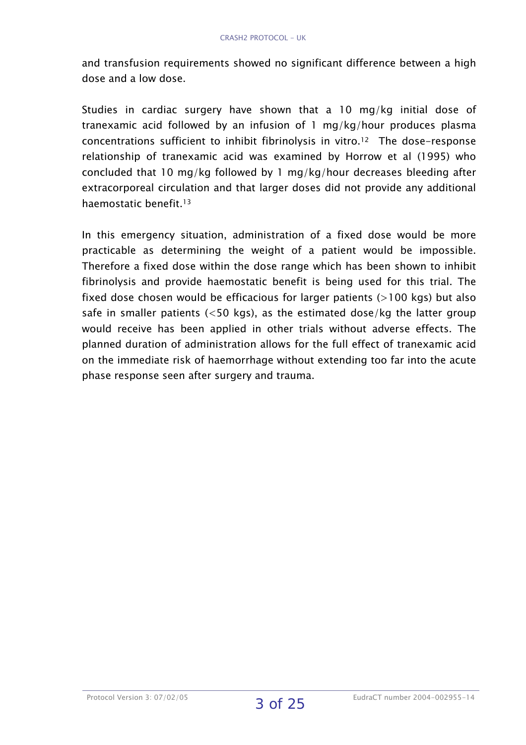and transfusion requirements showed no significant difference between a high dose and a low dose.

Studies in cardiac surgery have shown that a 10 mg/kg initial dose of tranexamic acid followed by an infusion of 1 mg/kg/hour produces plasma concentrations sufficient to inhibit fibrinolysis in vitro.[12] The dose-response relationship of tranexamic acid was examined by Horrow et al (1995) who concluded that 10 mg/kg followed by 1 mg/kg/hour decreases bleeding after extracorporeal circulation and that larger doses did not provide any additional haemostatic benefit.[13]

In this emergency situation, administration of a fixed dose would be more practicable as determining the weight of a patient would be impossible. Therefore a fixed dose within the dose range which has been shown to inhibit fibrinolysis and provide haemostatic benefit is being used for this trial. The fixed dose chosen would be efficacious for larger patients (>100 kgs) but also safe in smaller patients (<50 kgs), as the estimated dose/kg the latter group would receive has been applied in other trials without adverse effects. The planned duration of administration allows for the full effect of tranexamic acid on the immediate risk of haemorrhage without extending too far into the acute phase response seen after surgery and trauma.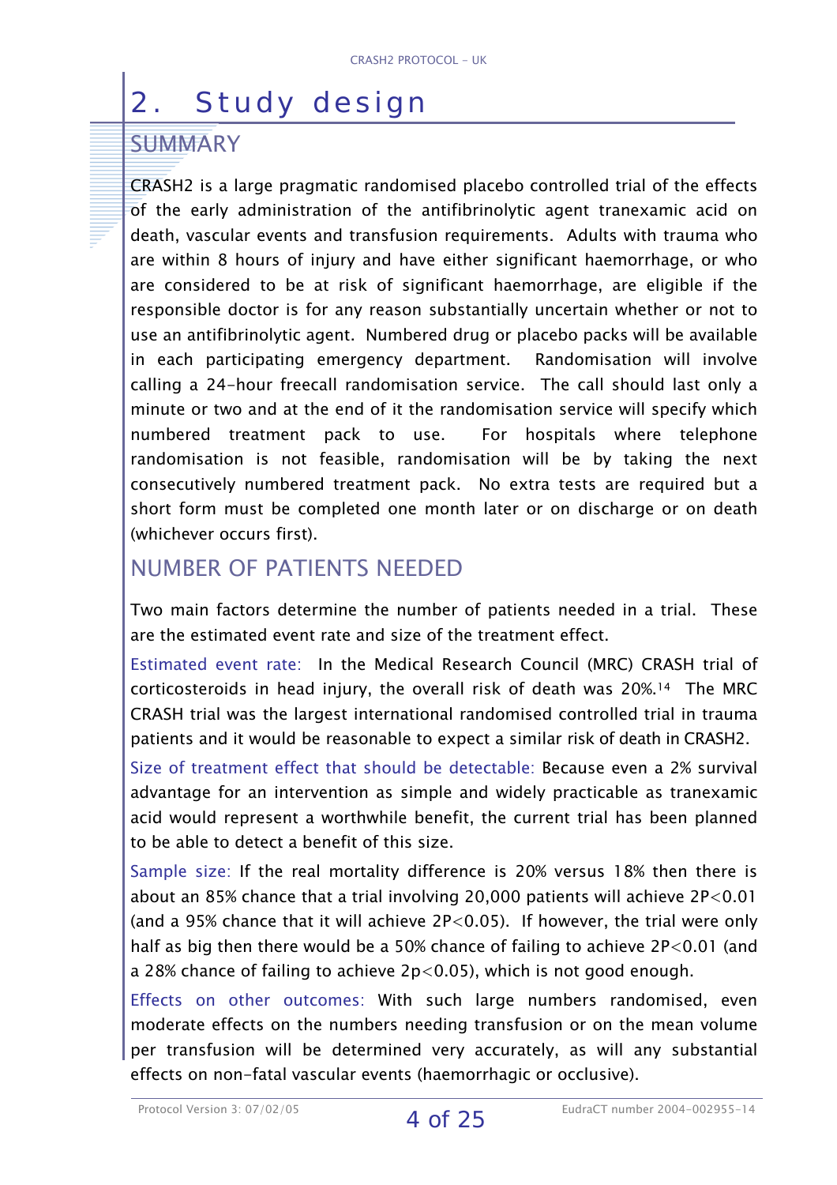# 2. Study design

## SUMMARY

CRASH2 is a large pragmatic randomised placebo controlled trial of the effects of the early administration of the antifibrinolytic agent tranexamic acid on death, vascular events and transfusion requirements. Adults with trauma who are within 8 hours of injury and have either significant haemorrhage, or who are considered to be at risk of significant haemorrhage, are eligible if the responsible doctor is for any reason substantially uncertain whether or not to use an antifibrinolytic agent. Numbered drug or placebo packs will be available in each participating emergency department. Randomisation will involve calling a 24-hour freecall randomisation service. The call should last only a minute or two and at the end of it the randomisation service will specify which numbered treatment pack to use. For hospitals where telephone randomisation is not feasible, randomisation will be by taking the next consecutively numbered treatment pack. No extra tests are required but a short form must be completed one month later or on discharge or on death (whichever occurs first).

## NUMBER OF PATIENTS NEEDED

Two main factors determine the number of patients needed in a trial. These are the estimated event rate and size of the treatment effect.

Estimated event rate: In the Medical Research Council (MRC) CRASH trial of corticosteroids in head injury, the overall risk of death was 20%.[14] The MRC CRASH trial was the largest international randomised controlled trial in trauma patients and it would be reasonable to expect a similar risk of death in CRASH2.

Size of treatment effect that should be detectable: Because even a 2% survival advantage for an intervention as simple and widely practicable as tranexamic acid would represent a worthwhile benefit, the current trial has been planned to be able to detect a benefit of this size.

Sample size: If the real mortality difference is 20% versus 18% then there is about an 85% chance that a trial involving 20,000 patients will achieve $2P<0.01$ (and a 95% chance that it will achieve $2P<0.05$). If however, the trial were only half as big then there would be a 50% chance of failing to achieve $2P<0.01$ (and a 28% chance of failing to achieve $2p<0.05$), which is not good enough.

Effects on other outcomes: With such large numbers randomised, even moderate effects on the numbers needing transfusion or on the mean volume per transfusion will be determined very accurately, as will any substantial effects on non-fatal vascular events (haemorrhagic or occlusive).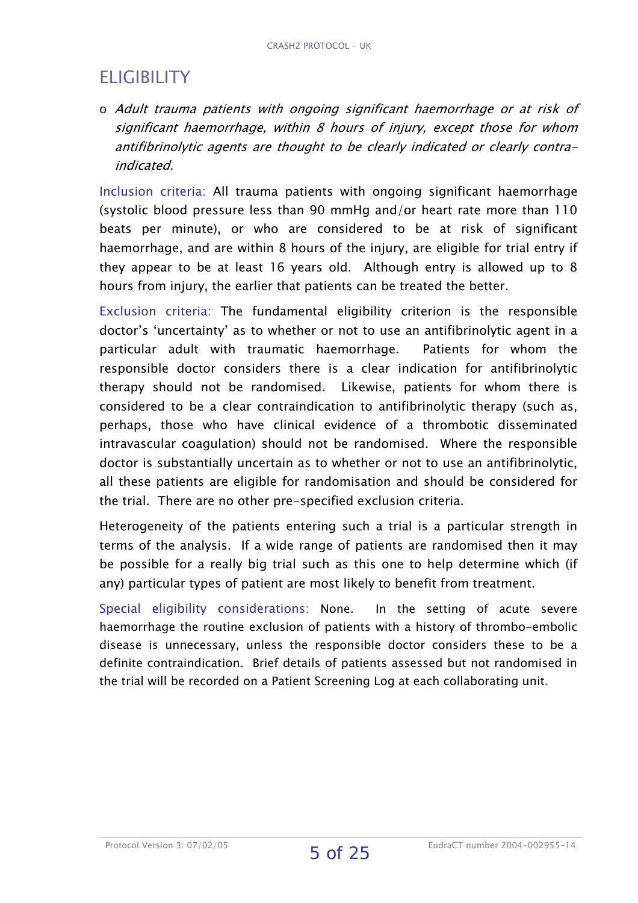# ELIGIBILITY

- *Adult trauma patients with ongoing significant haemorrhage or at risk of significant haemorrhage, within 8 hours of injury, except those for whom antifibrinolytic agents are thought to be clearly indicated or clearly contra-indicated.*

Inclusion criteria: All trauma patients with ongoing significant haemorrhage (systolic blood pressure less than 90 mmHg and/or heart rate more than 110 beats per minute), or who are considered to be at risk of significant haemorrhage, and are within 8 hours of the injury, are eligible for trial entry if they appear to be at least 16 years old. Although entry is allowed up to 8 hours from injury, the earlier that patients can be treated the better.

Exclusion criteria: The fundamental eligibility criterion is the responsible doctor's 'uncertainty' as to whether or not to use an antifibrinolytic agent in a particular adult with traumatic haemorrhage. Patients for whom the responsible doctor considers there is a clear indication for antifibrinolytic therapy should not be randomised. Likewise, patients for whom there is considered to be a clear contraindication to antifibrinolytic therapy (such as, perhaps, those who have clinical evidence of a thrombotic disseminated intravascular coagulation) should not be randomised. Where the responsible doctor is substantially uncertain as to whether or not to use an antifibrinolytic, all these patients are eligible for randomisation and should be considered for the trial. There are no other pre-specified exclusion criteria.

Heterogeneity of the patients entering such a trial is a particular strength in terms of the analysis. If a wide range of patients are randomised then it may be possible for a really big trial such as this one to help determine which (if any) particular types of patient are most likely to benefit from treatment.

Special eligibility considerations: None. In the setting of acute severe haemorrhage the routine exclusion of patients with a history of thrombo-embolic disease is unnecessary, unless the responsible doctor considers these to be a definite contraindication. Brief details of patients assessed but not randomised in the trial will be recorded on a Patient Screening Log at each collaborating unit.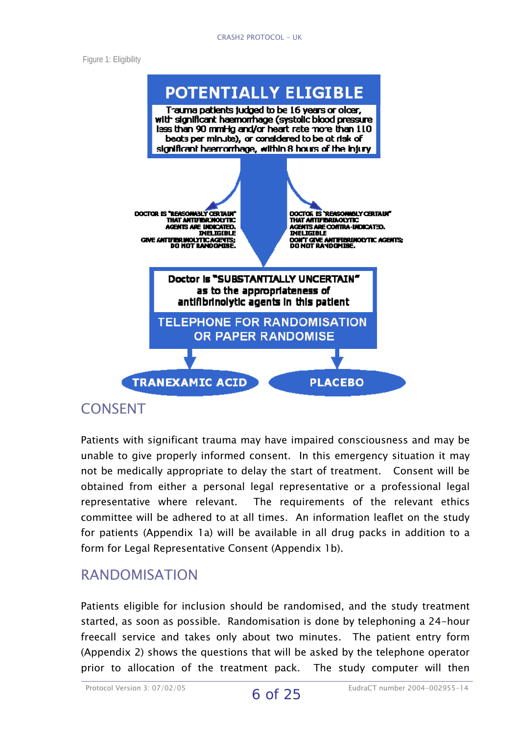Figure 1: Eligibility

**POTENTIALLY ELIGIBLE**

Trauma patients judged to be 16 years or older, with significant haemorrhage (systolic blood pressure less than 90 mmHg and/or heart rate more than 110 beats per minute), or considered to be at risk of significant haemorrhage, within 8 hours of the injury

DOCTOR IS "REASONABLY CERTAIN" THAT ANTIFIBRINOLYTIC AGENTS ARE INDICATED. INELIGIBLE GIVE ANTIFIBRINOLYTIC AGENTS; DO NOT RANDOMISE.

DOCTOR IS "REASONABLY CERTAIN" THAT ANTIFIBRINOLYTIC AGENTS ARE CONTRA-INDICATED. INELIGIBLE DON'T GIVE ANTIFIBRINOLYTIC AGENTS; DO NOT RANDOMISE.

Doctor is "SUBSTANTIALLY UNCERTAIN" as to the appropriateness of antifibrinolytic agents in this patient

TELEPHONE FOR RANDOMISATION OR PAPER RANDOMISE

TRANEXAMIC ACID | PLACEBO

## CONSENT

Patients with significant trauma may have impaired consciousness and may be unable to give properly informed consent. In this emergency situation it may not be medically appropriate to delay the start of treatment. Consent will be obtained from either a personal legal representative or a professional legal representative where relevant. The requirements of the relevant ethics committee will be adhered to at all times. An information leaflet on the study for patients (Appendix 1a) will be available in all drug packs in addition to a form for Legal Representative Consent (Appendix 1b).

## RANDOMISATION

Patients eligible for inclusion should be randomised, and the study treatment started, as soon as possible. Randomisation is done by telephoning a 24-hour freecall service and takes only about two minutes. The patient entry form (Appendix 2) shows the questions that will be asked by the telephone operator prior to allocation of the treatment pack. The study computer will then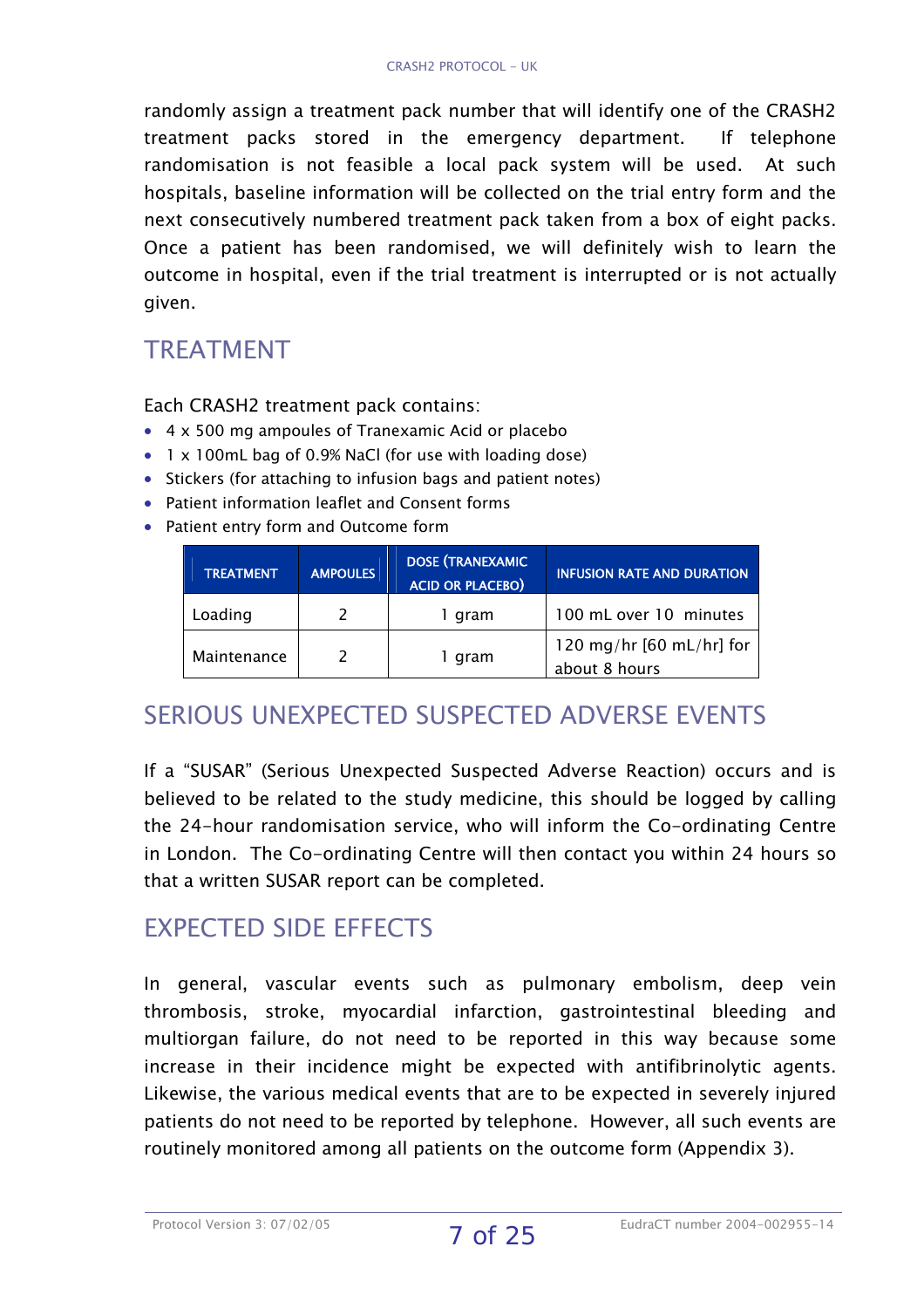randomly assign a treatment pack number that will identify one of the CRASH2 treatment packs stored in the emergency department. If telephone randomisation is not feasible a local pack system will be used. At such hospitals, baseline information will be collected on the trial entry form and the next consecutively numbered treatment pack taken from a box of eight packs. Once a patient has been randomised, we will definitely wish to learn the outcome in hospital, even if the trial treatment is interrupted or is not actually given.

## TREATMENT

Each CRASH2 treatment pack contains:

- 4 x 500 mg ampoules of Tranexamic Acid or placebo
- 1 x 100mL bag of 0.9% NaCl (for use with loading dose)
- Stickers (for attaching to infusion bags and patient notes)
- Patient information leaflet and Consent forms
- Patient entry form and Outcome form

| TREATMENT | AMPOULES | DOSE (TRANEXAMIC ACID OR PLACEBO) | INFUSION RATE AND DURATION |
|---|---|---|---|
| Loading | 2 | 1 gram | 100 mL over 10 minutes |
| Maintenance | 2 | 1 gram | 120 mg/hr [60 mL/hr] for about 8 hours |

## SERIOUS UNEXPECTED SUSPECTED ADVERSE EVENTS

If a "SUSAR" (Serious Unexpected Suspected Adverse Reaction) occurs and is believed to be related to the study medicine, this should be logged by calling the 24-hour randomisation service, who will inform the Co-ordinating Centre in London. The Co-ordinating Centre will then contact you within 24 hours so that a written SUSAR report can be completed.

## EXPECTED SIDE EFFECTS

In general, vascular events such as pulmonary embolism, deep vein thrombosis, stroke, myocardial infarction, gastrointestinal bleeding and multiorgan failure, do not need to be reported in this way because some increase in their incidence might be expected with antifibrinolytic agents. Likewise, the various medical events that are to be expected in severely injured patients do not need to be reported by telephone. However, all such events are routinely monitored among all patients on the outcome form (Appendix 3).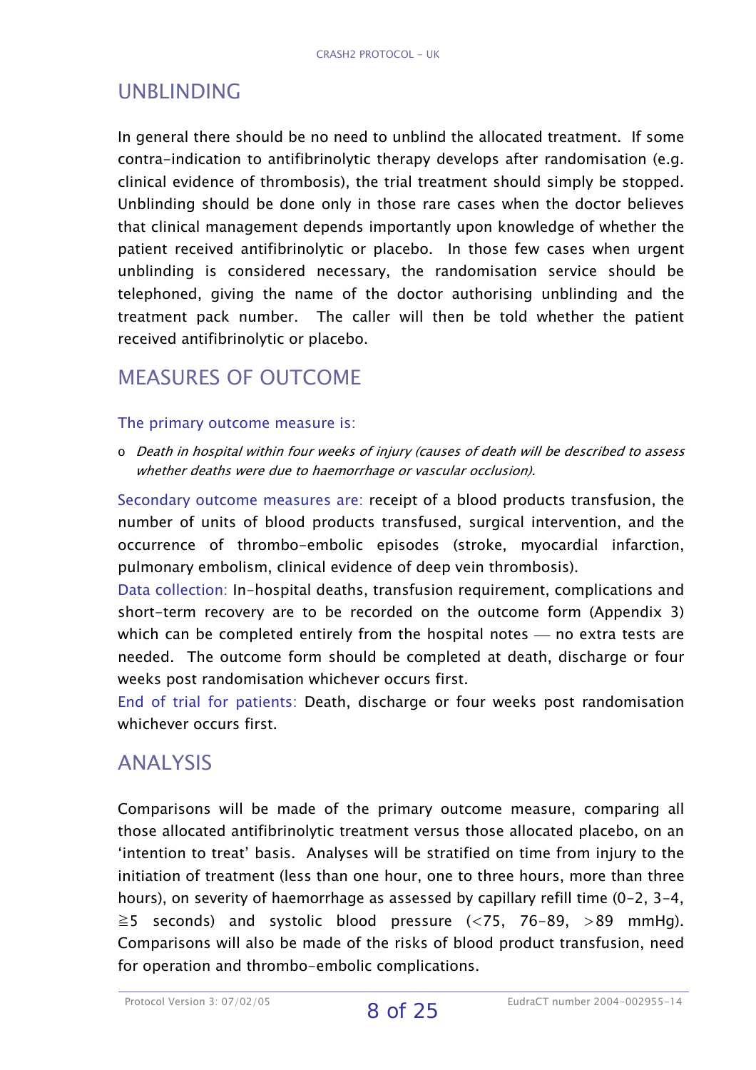## UNBLINDING

In general there should be no need to unblind the allocated treatment. If some contra-indication to antifibrinolytic therapy develops after randomisation (e.g. clinical evidence of thrombosis), the trial treatment should simply be stopped. Unblinding should be done only in those rare cases when the doctor believes that clinical management depends importantly upon knowledge of whether the patient received antifibrinolytic or placebo. In those few cases when urgent unblinding is considered necessary, the randomisation service should be telephoned, giving the name of the doctor authorising unblinding and the treatment pack number. The caller will then be told whether the patient received antifibrinolytic or placebo.

## MEASURES OF OUTCOME

### The primary outcome measure is:

- *Death in hospital within four weeks of injury (causes of death will be described to assess whether deaths were due to haemorrhage or vascular occlusion).*

Secondary outcome measures are: receipt of a blood products transfusion, the number of units of blood products transfused, surgical intervention, and the occurrence of thrombo-embolic episodes (stroke, myocardial infarction, pulmonary embolism, clinical evidence of deep vein thrombosis).

Data collection: In-hospital deaths, transfusion requirement, complications and short-term recovery are to be recorded on the outcome form (Appendix 3) which can be completed entirely from the hospital notes — no extra tests are needed. The outcome form should be completed at death, discharge or four weeks post randomisation whichever occurs first.

End of trial for patients: Death, discharge or four weeks post randomisation whichever occurs first.

## ANALYSIS

Comparisons will be made of the primary outcome measure, comparing all those allocated antifibrinolytic treatment versus those allocated placebo, on an 'intention to treat' basis. Analyses will be stratified on time from injury to the initiation of treatment (less than one hour, one to three hours, more than three hours), on severity of haemorrhage as assessed by capillary refill time (0-2, 3-4, ≧5 seconds) and systolic blood pressure (<75, 76-89, >89 mmHg). Comparisons will also be made of the risks of blood product transfusion, need for operation and thrombo-embolic complications.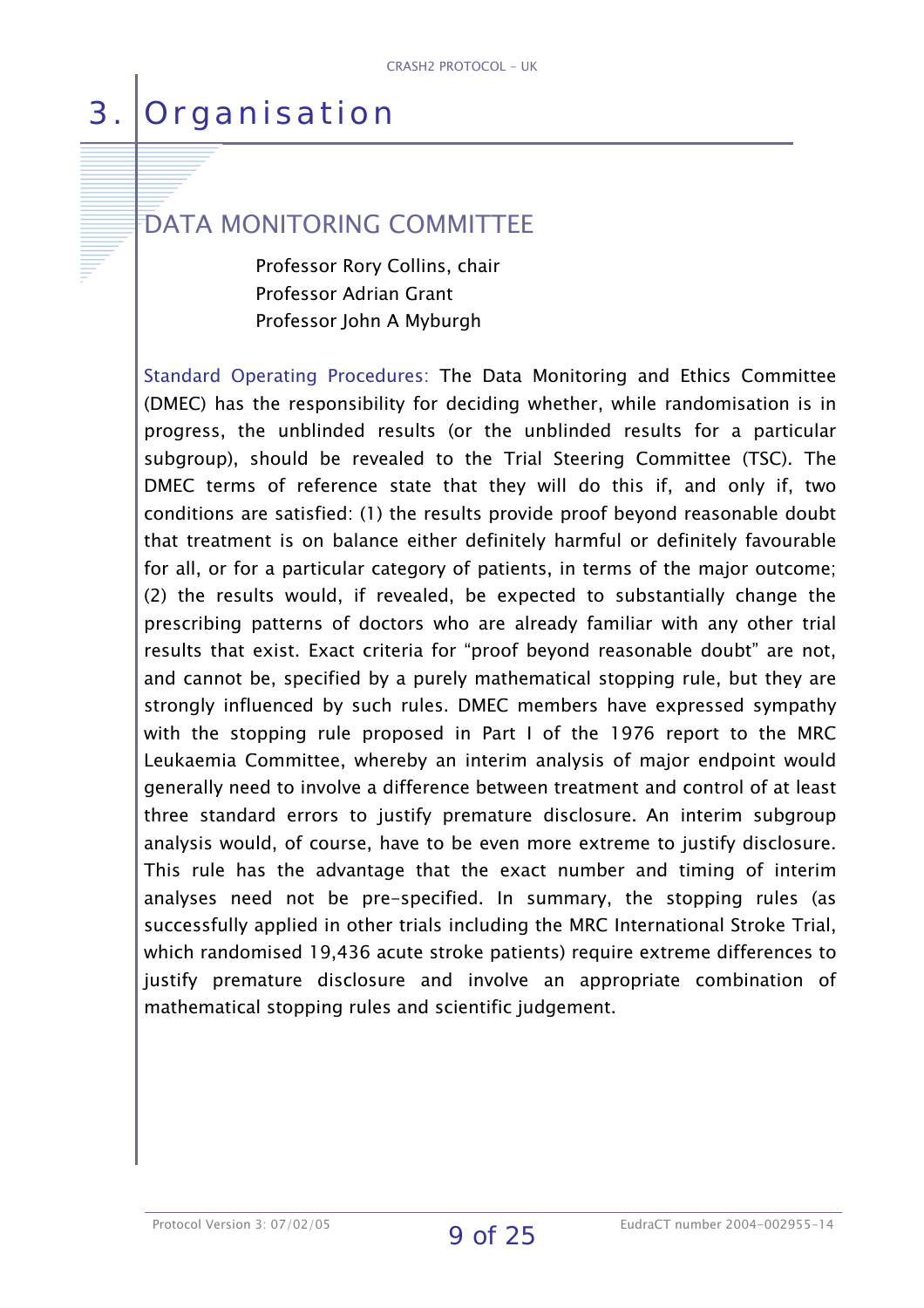# 3. Organisation

## DATA MONITORING COMMITTEE

Professor Rory Collins, chair
Professor Adrian Grant
Professor John A Myburgh

Standard Operating Procedures: The Data Monitoring and Ethics Committee (DMEC) has the responsibility for deciding whether, while randomisation is in progress, the unblinded results (or the unblinded results for a particular subgroup), should be revealed to the Trial Steering Committee (TSC). The DMEC terms of reference state that they will do this if, and only if, two conditions are satisfied: (1) the results provide proof beyond reasonable doubt that treatment is on balance either definitely harmful or definitely favourable for all, or for a particular category of patients, in terms of the major outcome; (2) the results would, if revealed, be expected to substantially change the prescribing patterns of doctors who are already familiar with any other trial results that exist. Exact criteria for "proof beyond reasonable doubt" are not, and cannot be, specified by a purely mathematical stopping rule, but they are strongly influenced by such rules. DMEC members have expressed sympathy with the stopping rule proposed in Part I of the 1976 report to the MRC Leukaemia Committee, whereby an interim analysis of major endpoint would generally need to involve a difference between treatment and control of at least three standard errors to justify premature disclosure. An interim subgroup analysis would, of course, have to be even more extreme to justify disclosure. This rule has the advantage that the exact number and timing of interim analyses need not be pre-specified. In summary, the stopping rules (as successfully applied in other trials including the MRC International Stroke Trial, which randomised 19,436 acute stroke patients) require extreme differences to justify premature disclosure and involve an appropriate combination of mathematical stopping rules and scientific judgement.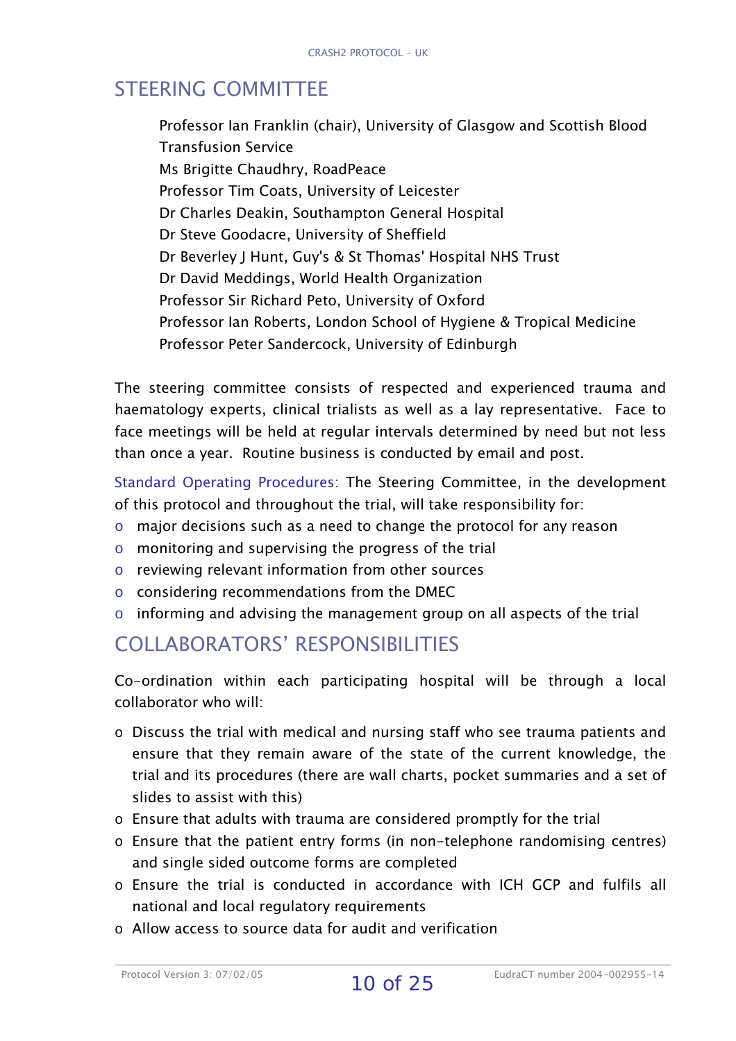## STEERING COMMITTEE

Professor Ian Franklin (chair), University of Glasgow and Scottish Blood Transfusion Service
Ms Brigitte Chaudhry, RoadPeace
Professor Tim Coats, University of Leicester
Dr Charles Deakin, Southampton General Hospital
Dr Steve Goodacre, University of Sheffield
Dr Beverley J Hunt, Guy's & St Thomas' Hospital NHS Trust
Dr David Meddings, World Health Organization
Professor Sir Richard Peto, University of Oxford
Professor Ian Roberts, London School of Hygiene & Tropical Medicine
Professor Peter Sandercock, University of Edinburgh

The steering committee consists of respected and experienced trauma and haematology experts, clinical trialists as well as a lay representative. Face to face meetings will be held at regular intervals determined by need but not less than once a year. Routine business is conducted by email and post.

Standard Operating Procedures: The Steering Committee, in the development of this protocol and throughout the trial, will take responsibility for:

- major decisions such as a need to change the protocol for any reason
- monitoring and supervising the progress of the trial
- reviewing relevant information from other sources
- considering recommendations from the DMEC
- informing and advising the management group on all aspects of the trial

## COLLABORATORS' RESPONSIBILITIES

Co-ordination within each participating hospital will be through a local collaborator who will:

- Discuss the trial with medical and nursing staff who see trauma patients and ensure that they remain aware of the state of the current knowledge, the trial and its procedures (there are wall charts, pocket summaries and a set of slides to assist with this)
- Ensure that adults with trauma are considered promptly for the trial
- Ensure that the patient entry forms (in non-telephone randomising centres) and single sided outcome forms are completed
- Ensure the trial is conducted in accordance with ICH GCP and fulfils all national and local regulatory requirements
- Allow access to source data for audit and verification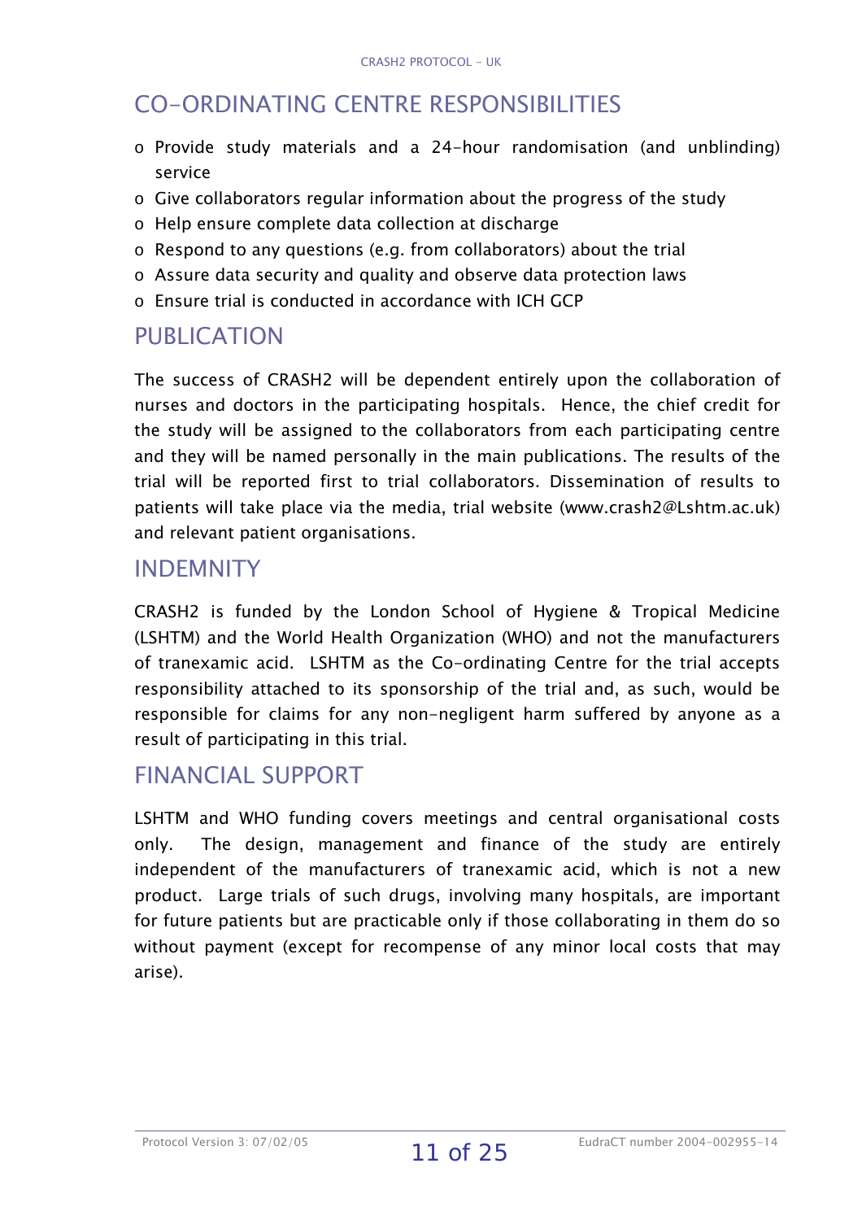## CO-ORDINATING CENTRE RESPONSIBILITIES

- Provide study materials and a 24-hour randomisation (and unblinding) service
- Give collaborators regular information about the progress of the study
- Help ensure complete data collection at discharge
- Respond to any questions (e.g. from collaborators) about the trial
- Assure data security and quality and observe data protection laws
- Ensure trial is conducted in accordance with ICH GCP

## PUBLICATION

The success of CRASH2 will be dependent entirely upon the collaboration of nurses and doctors in the participating hospitals. Hence, the chief credit for the study will be assigned to the collaborators from each participating centre and they will be named personally in the main publications. The results of the trial will be reported first to trial collaborators. Dissemination of results to patients will take place via the media, trial website (www.crash2@Lshtm.ac.uk) and relevant patient organisations.

## INDEMNITY

CRASH2 is funded by the London School of Hygiene & Tropical Medicine (LSHTM) and the World Health Organization (WHO) and not the manufacturers of tranexamic acid. LSHTM as the Co-ordinating Centre for the trial accepts responsibility attached to its sponsorship of the trial and, as such, would be responsible for claims for any non-negligent harm suffered by anyone as a result of participating in this trial.

## FINANCIAL SUPPORT

LSHTM and WHO funding covers meetings and central organisational costs only. The design, management and finance of the study are entirely independent of the manufacturers of tranexamic acid, which is not a new product. Large trials of such drugs, involving many hospitals, are important for future patients but are practicable only if those collaborating in them do so without payment (except for recompense of any minor local costs that may arise).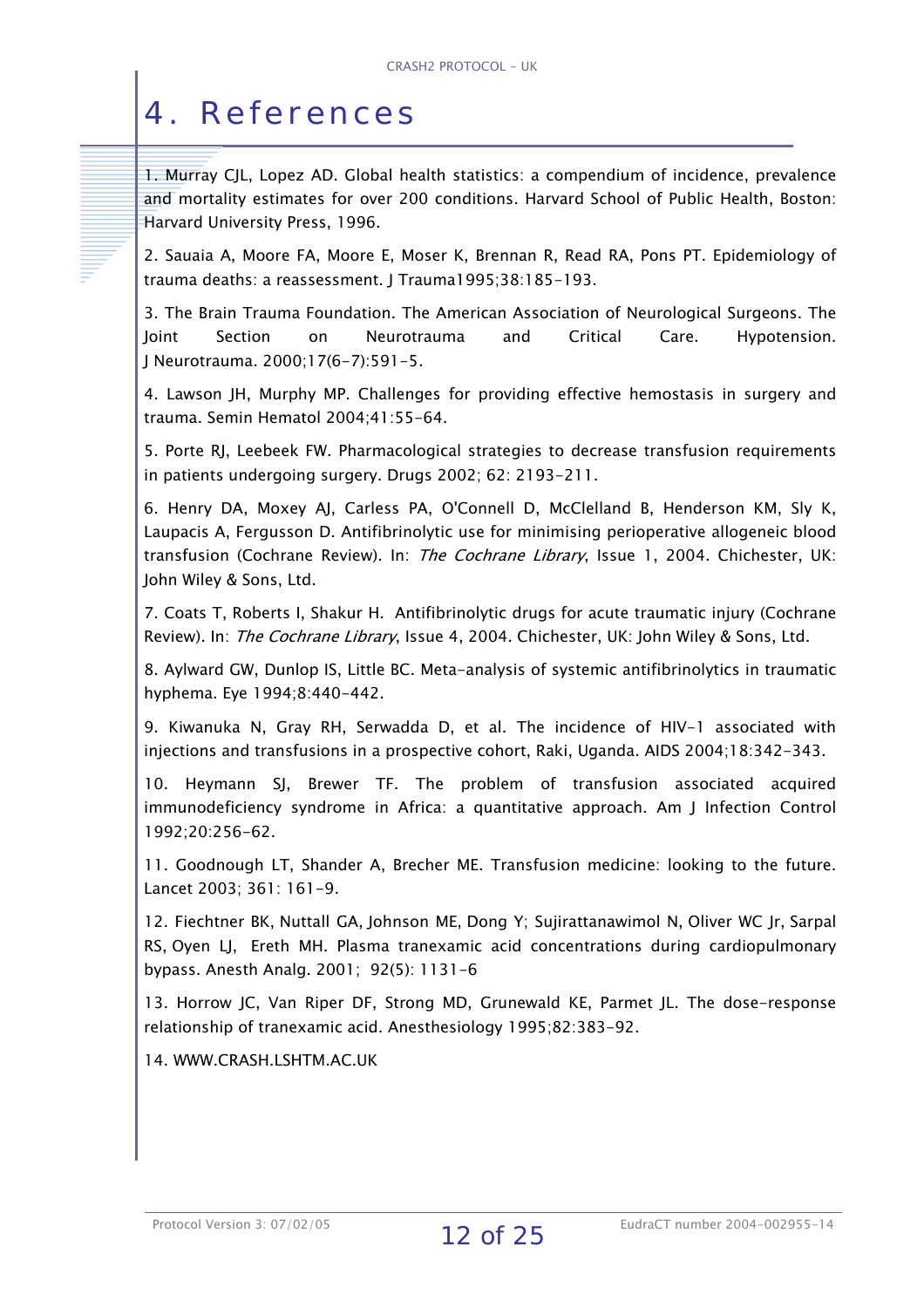# 4. References

1. Murray CJL, Lopez AD. Global health statistics: a compendium of incidence, prevalence and mortality estimates for over 200 conditions. Harvard School of Public Health, Boston: Harvard University Press, 1996.

2. Sauaia A, Moore FA, Moore E, Moser K, Brennan R, Read RA, Pons PT. Epidemiology of trauma deaths: a reassessment. J Trauma1995;38:185-193.

3. The Brain Trauma Foundation. The American Association of Neurological Surgeons. The Joint Section on Neurotrauma and Critical Care. Hypotension. J Neurotrauma. 2000;17(6-7):591-5.

4. Lawson JH, Murphy MP. Challenges for providing effective hemostasis in surgery and trauma. Semin Hematol 2004;41:55-64.

5. Porte RJ, Leebeek FW. Pharmacological strategies to decrease transfusion requirements in patients undergoing surgery. Drugs 2002; 62: 2193-211.

6. Henry DA, Moxey AJ, Carless PA, O'Connell D, McClelland B, Henderson KM, Sly K, Laupacis A, Fergusson D. Antifibrinolytic use for minimising perioperative allogeneic blood transfusion (Cochrane Review). In: *The Cochrane Library*, Issue 1, 2004. Chichester, UK: John Wiley & Sons, Ltd.

7. Coats T, Roberts I, Shakur H. Antifibrinolytic drugs for acute traumatic injury (Cochrane Review). In: *The Cochrane Library*, Issue 4, 2004. Chichester, UK: John Wiley & Sons, Ltd.

8. Aylward GW, Dunlop IS, Little BC. Meta-analysis of systemic antifibrinolytics in traumatic hyphema. Eye 1994;8:440-442.

9. Kiwanuka N, Gray RH, Serwadda D, et al. The incidence of HIV-1 associated with injections and transfusions in a prospective cohort, Raki, Uganda. AIDS 2004;18:342-343.

10. Heymann SJ, Brewer TF. The problem of transfusion associated acquired immunodeficiency syndrome in Africa: a quantitative approach. Am J Infection Control 1992;20:256-62.

11. Goodnough LT, Shander A, Brecher ME. Transfusion medicine: looking to the future. Lancet 2003; 361: 161-9.

12. Fiechtner BK, Nuttall GA, Johnson ME, Dong Y; Sujirattanawimol N, Oliver WC Jr, Sarpal RS, Oyen LJ, Ereth MH. Plasma tranexamic acid concentrations during cardiopulmonary bypass. Anesth Analg. 2001; 92(5): 1131-6

13. Horrow JC, Van Riper DF, Strong MD, Grunewald KE, Parmet JL. The dose-response relationship of tranexamic acid. Anesthesiology 1995;82:383-92.

14. WWW.CRASH.LSHTM.AC.UK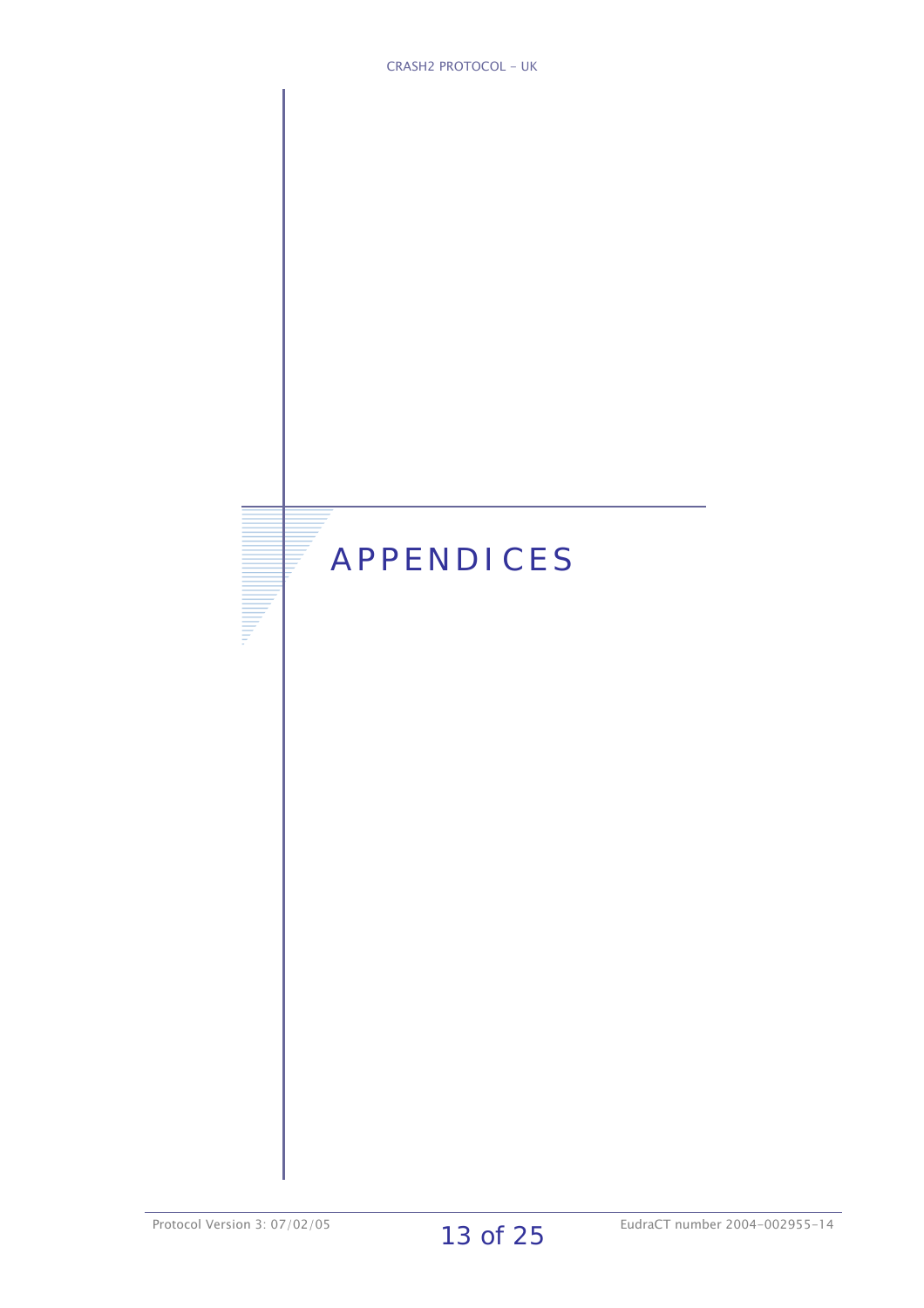# APPENDICES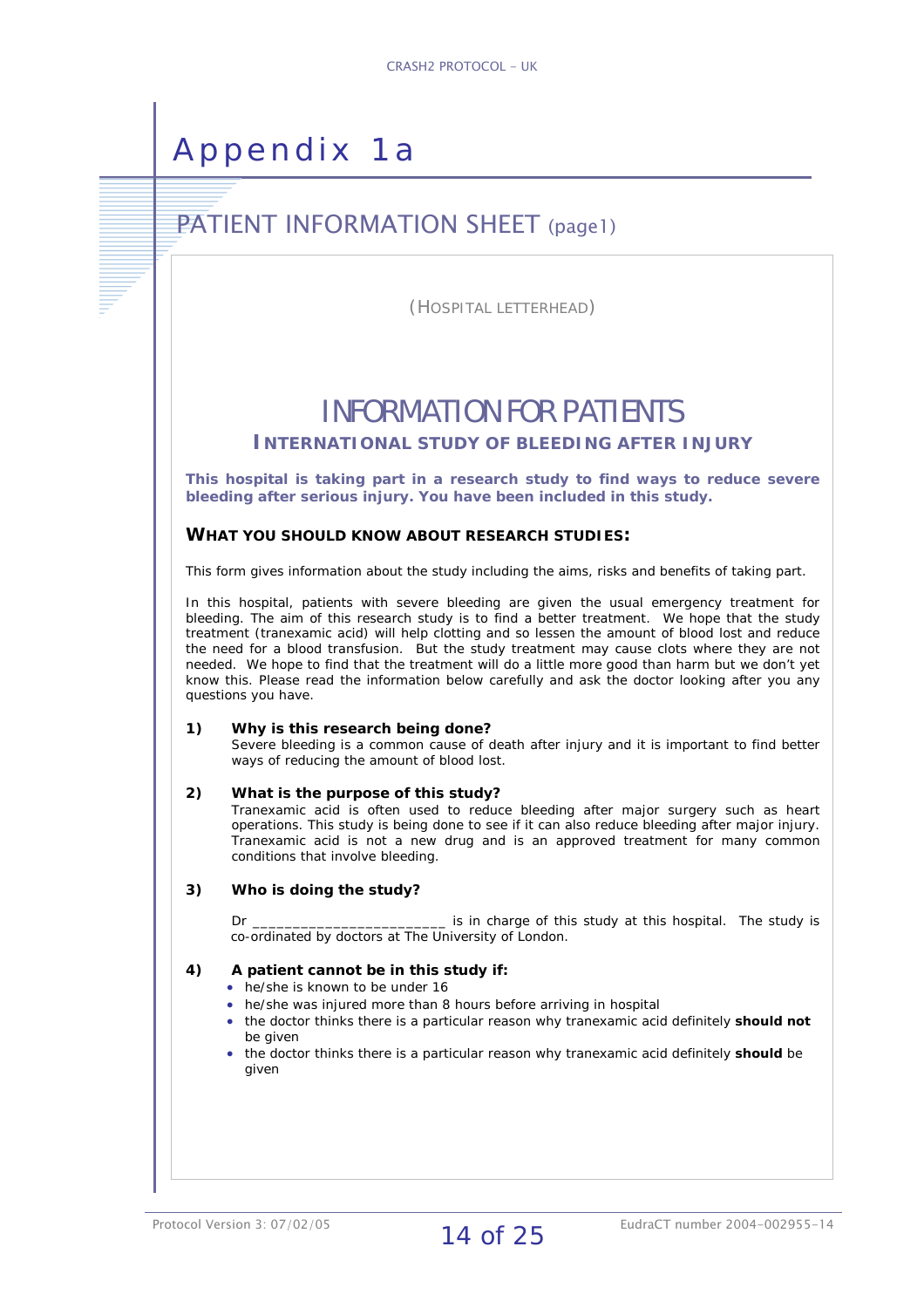# Appendix 1a

## PATIENT INFORMATION SHEET (page1)

(HOSPITAL LETTERHEAD)

# INFORMATION FOR PATIENTS

### INTERNATIONAL STUDY OF BLEEDING AFTER INJURY

**This hospital is taking part in a research study to find ways to reduce severe bleeding after serious injury. You have been included in this study.**

### WHAT YOU SHOULD KNOW ABOUT RESEARCH STUDIES:

This form gives information about the study including the aims, risks and benefits of taking part.

In this hospital, patients with severe bleeding are given the usual emergency treatment for bleeding. The aim of this research study is to find a better treatment. We hope that the study treatment (tranexamic acid) will help clotting and so lessen the amount of blood lost and reduce the need for a blood transfusion. But the study treatment may cause clots where they are not needed. We hope to find that the treatment will do a little more good than harm but we don't yet know this. Please read the information below carefully and ask the doctor looking after you any questions you have.

**1) Why is this research being done?**

Severe bleeding is a common cause of death after injury and it is important to find better ways of reducing the amount of blood lost.

**2) What is the purpose of this study?**

Tranexamic acid is often used to reduce bleeding after major surgery such as heart operations. This study is being done to see if it can also reduce bleeding after major injury. Tranexamic acid is not a new drug and is an approved treatment for many common conditions that involve bleeding.

**3) Who is doing the study?**

Dr ________________________ is in charge of this study at this hospital. The study is co-ordinated by doctors at The University of London.

**4) A patient cannot be in this study if:**

- he/she is known to be under 16
- he/she was injured more than 8 hours before arriving in hospital
- the doctor thinks there is a particular reason why tranexamic acid definitely **should not** be given
- the doctor thinks there is a particular reason why tranexamic acid definitely **should** be given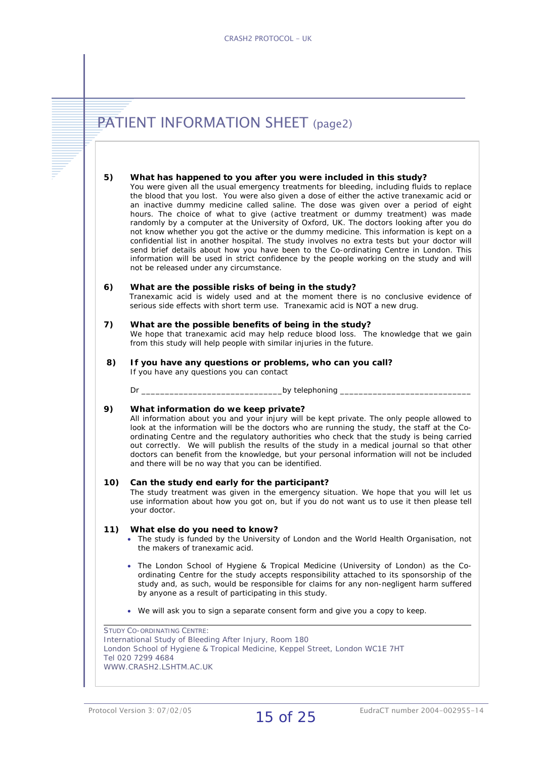# PATIENT INFORMATION SHEET (page2)

**5) What has happened to you after you were included in this study?**

You were given all the usual emergency treatments for bleeding, including fluids to replace the blood that you lost. You were also given a dose of either the active tranexamic acid or an inactive dummy medicine called saline. The dose was given over a period of eight hours. The choice of what to give (active treatment or dummy treatment) was made randomly by a computer at the University of Oxford, UK. The doctors looking after you do not know whether you got the active or the dummy medicine. This information is kept on a confidential list in another hospital. The study involves no extra tests but your doctor will send brief details about how you have been to the Co-ordinating Centre in London. This information will be used in strict confidence by the people working on the study and will not be released under any circumstance.

**6) What are the possible risks of being in the study?**

Tranexamic acid is widely used and at the moment there is no conclusive evidence of serious side effects with short term use. Tranexamic acid is NOT a new drug.

**7) What are the possible benefits of being in the study?**

We hope that tranexamic acid may help reduce blood loss. The knowledge that we gain from this study will help people with similar injuries in the future.

**8) If you have any questions or problems, who can you call?**

If you have any questions you can contact

Dr ______________________________by telephoning ____________________________

**9) What information do we keep private?**

All information about you and your injury will be kept private. The only people allowed to look at the information will be the doctors who are running the study, the staff at the Co-ordinating Centre and the regulatory authorities who check that the study is being carried out correctly. We will publish the results of the study in a medical journal so that other doctors can benefit from the knowledge, but your personal information will not be included and there will be no way that you can be identified.

**10) Can the study end early for the participant?**

The study treatment was given in the emergency situation. We hope that you will let us use information about how you got on, but if you do not want us to use it then please tell your doctor.

**11) What else do you need to know?**

- The study is funded by the University of London and the World Health Organisation, not the makers of tranexamic acid.
- The London School of Hygiene & Tropical Medicine (University of London) as the Co-ordinating Centre for the study accepts responsibility attached to its sponsorship of the study and, as such, would be responsible for claims for any non-negligent harm suffered by anyone as a result of participating in this study.
- We will ask you to sign a separate consent form and give you a copy to keep.

---

STUDY CO-ORDINATING CENTRE:
International Study of Bleeding After Injury, Room 180
London School of Hygiene & Tropical Medicine, Keppel Street, London WC1E 7HT
Tel 020 7299 4684
WWW.CRASH2.LSHTM.AC.UK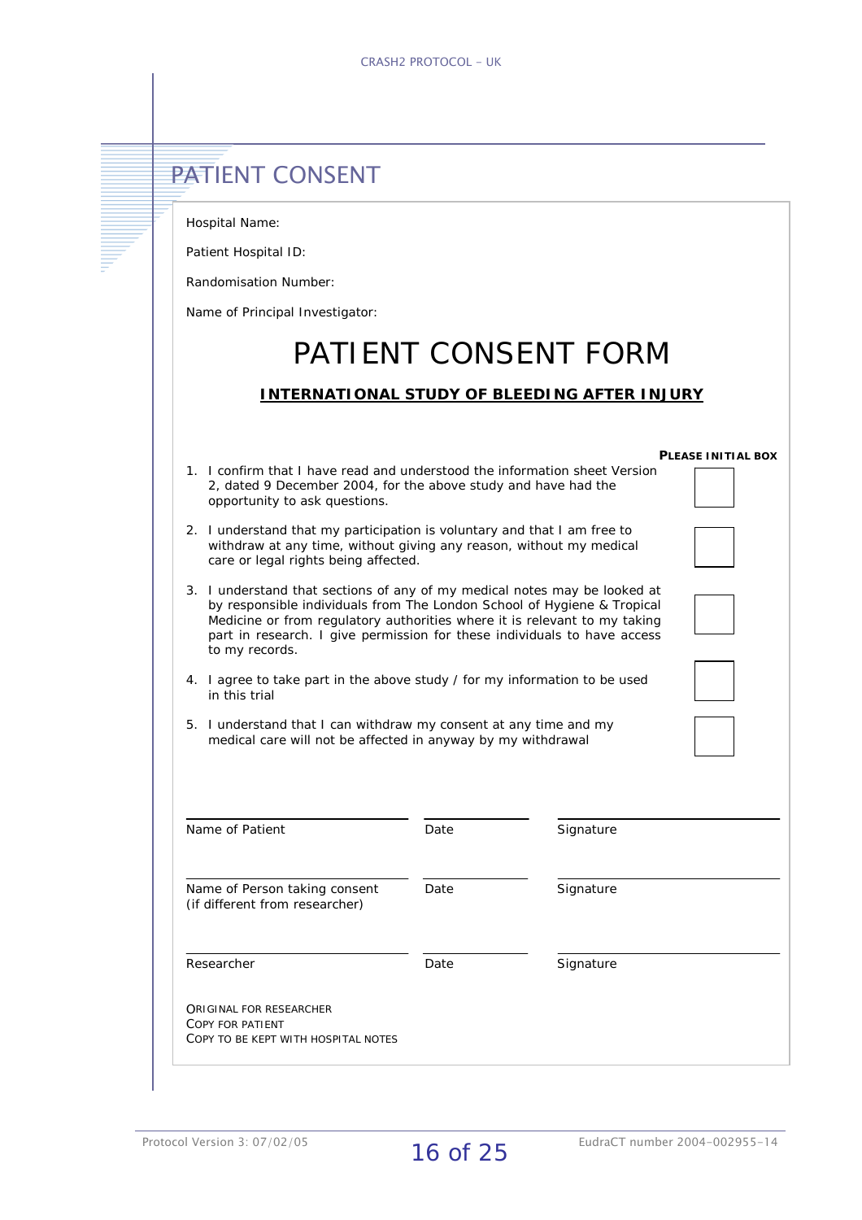# PATIENT CONSENT

Hospital Name:

Patient Hospital ID:

Randomisation Number:

Name of Principal Investigator:

## PATIENT CONSENT FORM

### **INTERNATIONAL STUDY OF BLEEDING AFTER INJURY**

**PLEASE INITIAL BOX**

1. I confirm that I have read and understood the information sheet Version 2, dated 9 December 2004, for the above study and have had the opportunity to ask questions. ☐
2. I understand that my participation is voluntary and that I am free to withdraw at any time, without giving any reason, without my medical care or legal rights being affected. ☐
3. I understand that sections of any of my medical notes may be looked at by responsible individuals from The London School of Hygiene & Tropical Medicine or from regulatory authorities where it is relevant to my taking part in research. I give permission for these individuals to have access to my records. ☐
4. I agree to take part in the above study / for my information to be used in this trial ☐
5. I understand that I can withdraw my consent at any time and my medical care will not be affected in anyway by my withdrawal ☐

| Name of Patient | Date | Signature |
|---|---|---|
| Name of Person taking consent (if different from researcher) | Date | Signature |
| Researcher | Date | Signature |

ORIGINAL FOR RESEARCHER
COPY FOR PATIENT
COPY TO BE KEPT WITH HOSPITAL NOTES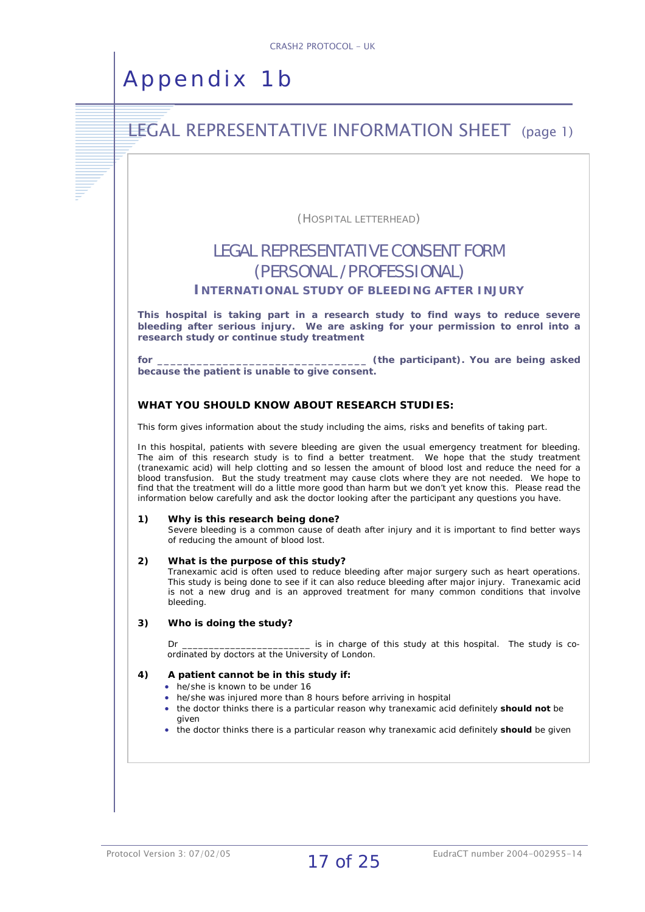# Appendix 1b

## LEGAL REPRESENTATIVE INFORMATION SHEET (page 1)

(HOSPITAL LETTERHEAD)

### LEGAL REPRESENTATIVE CONSENT FORM (PERSONAL / PROFESSIONAL)

**INTERNATIONAL STUDY OF BLEEDING AFTER INJURY**

**This hospital is taking part in a research study to find ways to reduce severe bleeding after serious injury. We are asking for your permission to enrol into a research study or continue study treatment**

**for _________________________________ (the participant). You are being asked because the patient is unable to give consent.**

#### WHAT YOU SHOULD KNOW ABOUT RESEARCH STUDIES:

This form gives information about the study including the aims, risks and benefits of taking part.

In this hospital, patients with severe bleeding are given the usual emergency treatment for bleeding. The aim of this research study is to find a better treatment. We hope that the study treatment (tranexamic acid) will help clotting and so lessen the amount of blood lost and reduce the need for a blood transfusion. But the study treatment may cause clots where they are not needed. We hope to find that the treatment will do a little more good than harm but we don't yet know this. Please read the information below carefully and ask the doctor looking after the participant any questions you have.

**1) Why is this research being done?**
Severe bleeding is a common cause of death after injury and it is important to find better ways of reducing the amount of blood lost.

**2) What is the purpose of this study?**
Tranexamic acid is often used to reduce bleeding after major surgery such as heart operations. This study is being done to see if it can also reduce bleeding after major injury. Tranexamic acid is not a new drug and is an approved treatment for many common conditions that involve bleeding.

**3) Who is doing the study?**

Dr _______________________ is in charge of this study at this hospital. The study is co-ordinated by doctors at the University of London.

**4) A patient cannot be in this study if:**

- he/she is known to be under 16
- he/she was injured more than 8 hours before arriving in hospital
- the doctor thinks there is a particular reason why tranexamic acid definitely **should not** be given
- the doctor thinks there is a particular reason why tranexamic acid definitely **should** be given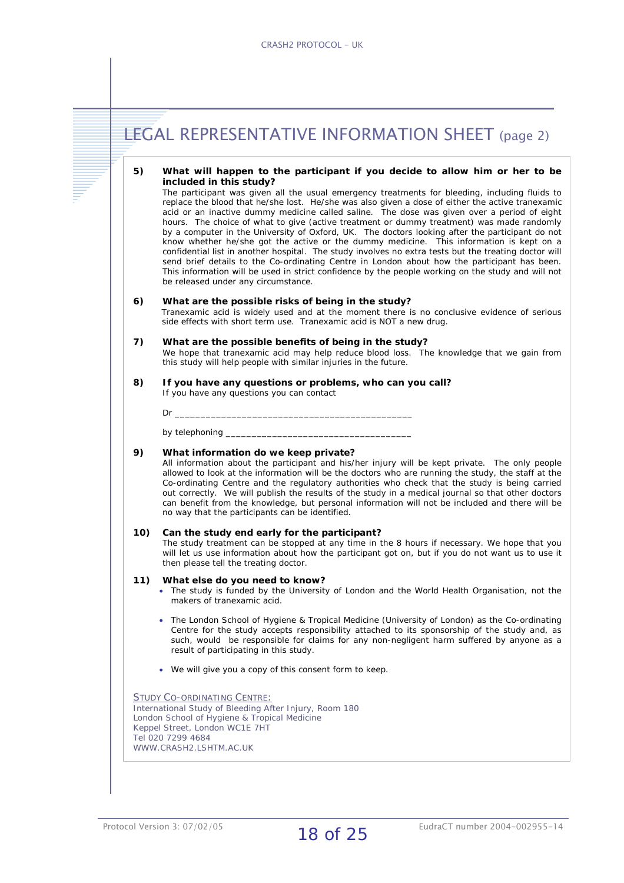# LEGAL REPRESENTATIVE INFORMATION SHEET (page 2)

**5) What will happen to the participant if you decide to allow him or her to be included in this study?**

The participant was given all the usual emergency treatments for bleeding, including fluids to replace the blood that he/she lost. He/she was also given a dose of either the active tranexamic acid or an inactive dummy medicine called saline. The dose was given over a period of eight hours. The choice of what to give (active treatment or dummy treatment) was made randomly by a computer in the University of Oxford, UK. The doctors looking after the participant do not know whether he/she got the active or the dummy medicine. This information is kept on a confidential list in another hospital. The study involves no extra tests but the treating doctor will send brief details to the Co-ordinating Centre in London about how the participant has been. This information will be used in strict confidence by the people working on the study and will not be released under any circumstance.

**6) What are the possible risks of being in the study?**

Tranexamic acid is widely used and at the moment there is no conclusive evidence of serious side effects with short term use. Tranexamic acid is NOT a new drug.

**7) What are the possible benefits of being in the study?**

We hope that tranexamic acid may help reduce blood loss. The knowledge that we gain from this study will help people with similar injuries in the future.

**8) If you have any questions or problems, who can you call?**

If you have any questions you can contact

Dr _______________________________________________

by telephoning ____________________________________

**9) What information do we keep private?**

All information about the participant and his/her injury will be kept private. The only people allowed to look at the information will be the doctors who are running the study, the staff at the Co-ordinating Centre and the regulatory authorities who check that the study is being carried out correctly. We will publish the results of the study in a medical journal so that other doctors can benefit from the knowledge, but personal information will not be included and there will be no way that the participants can be identified.

**10) Can the study end early for the participant?**

The study treatment can be stopped at any time in the 8 hours if necessary. We hope that you will let us use information about how the participant got on, but if you do not want us to use it then please tell the treating doctor.

**11) What else do you need to know?**

- The study is funded by the University of London and the World Health Organisation, not the makers of tranexamic acid.
- The London School of Hygiene & Tropical Medicine (University of London) as the Co-ordinating Centre for the study accepts responsibility attached to its sponsorship of the study and, as such, would be responsible for claims for any non-negligent harm suffered by anyone as a result of participating in this study.
- We will give you a copy of this consent form to keep.

STUDY CO-ORDINATING CENTRE:
International Study of Bleeding After Injury, Room 180
London School of Hygiene & Tropical Medicine
Keppel Street, London WC1E 7HT
Tel 020 7299 4684
WWW.CRASH2.LSHTM.AC.UK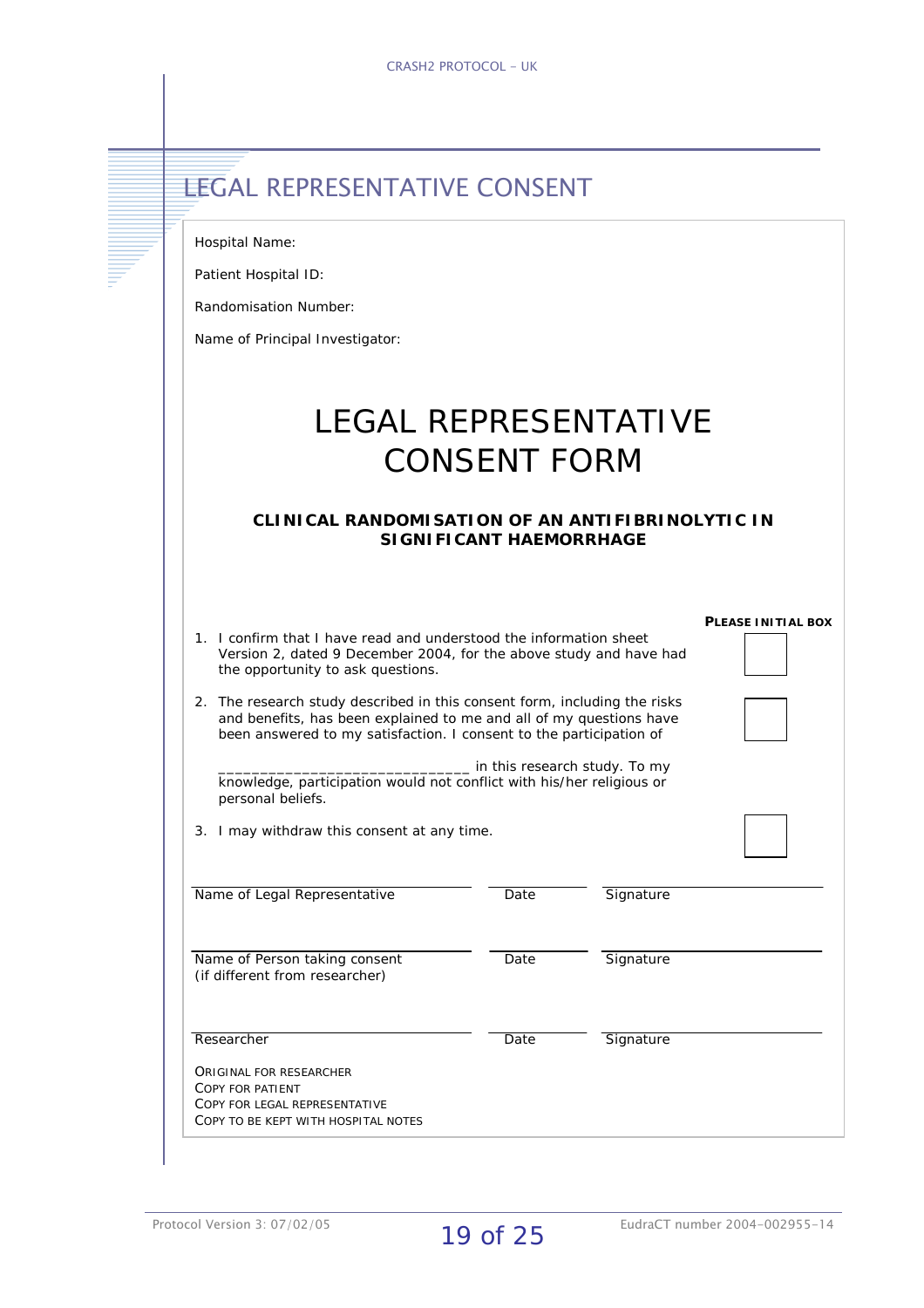# LEGAL REPRESENTATIVE CONSENT

Hospital Name:

Patient Hospital ID:

Randomisation Number:

Name of Principal Investigator:

## LEGAL REPRESENTATIVE CONSENT FORM

### CLINICAL RANDOMISATION OF AN ANTIFIBRINOLYTIC IN SIGNIFICANT HAEMORRHAGE

**PLEASE INITIAL BOX**

1. I confirm that I have read and understood the information sheet Version 2, dated 9 December 2004, for the above study and have had the opportunity to ask questions. ☐

2. The research study described in this consent form, including the risks and benefits, has been explained to me and all of my questions have been answered to my satisfaction. I consent to the participation of ☐

   _____________________________ in this research study. To my knowledge, participation would not conflict with his/her religious or personal beliefs.

3. I may withdraw this consent at any time. ☐

| Name of Legal Representative | Date | Signature |
|---|---|---|
| Name of Person taking consent (if different from researcher) | Date | Signature |
| Researcher | Date | Signature |

ORIGINAL FOR RESEARCHER
COPY FOR PATIENT
COPY FOR LEGAL REPRESENTATIVE
COPY TO BE KEPT WITH HOSPITAL NOTES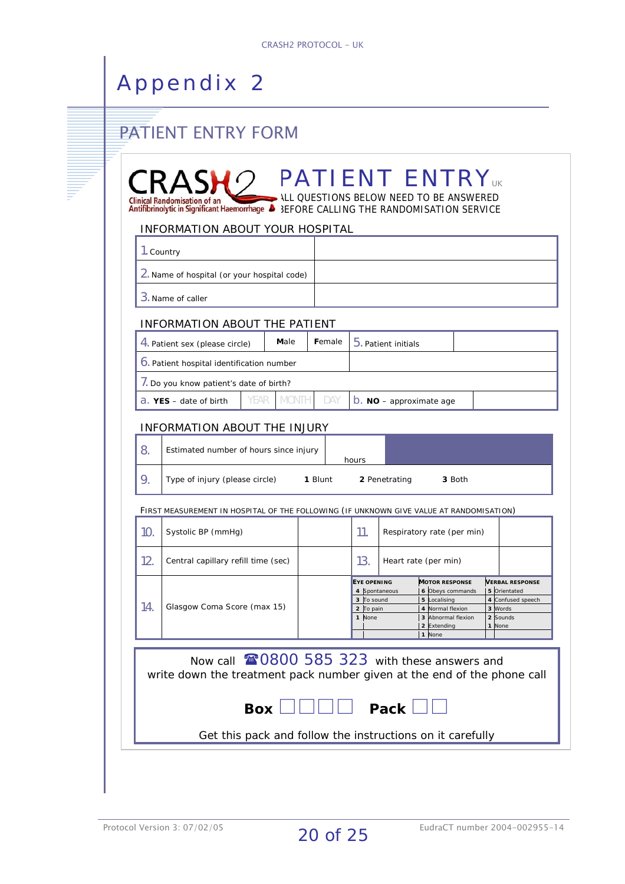# Appendix 2

## PATIENT ENTRY FORM

**CRASH 2** Clinical Randomisation of an Antifibrinolytic in Significant Haemorrhage

# PATIENT ENTRY UK

ALL QUESTIONS BELOW NEED TO BE ANSWERED BEFORE CALLING THE RANDOMISATION SERVICE

### INFORMATION ABOUT YOUR HOSPITAL

| | |
|---|---|
| 1. Country | |
| 2. Name of hospital (or your hospital code) | |
| 3. Name of caller | |

### INFORMATION ABOUT THE PATIENT

| | | | | |
|---|---|---|---|---|
| 4. Patient sex (please circle) | **M**ale | **F**emale | 5. Patient initials | |
| 6. Patient hospital identification number | | | | |
| 7. Do you know patient's date of birth? | | | | |
| a. **YES** – date of birth | YEAR / MONTH / DAY | | b. **NO** – approximate age | |

### INFORMATION ABOUT THE INJURY

| | | |
|---|---|---|
| 8. | Estimated number of hours since injury | hours |
| 9. | Type of injury (please circle) | **1** Blunt &nbsp; **2** Penetrating &nbsp; **3** Both |

FIRST MEASUREMENT IN HOSPITAL OF THE FOLLOWING (IF UNKNOWN GIVE VALUE AT RANDOMISATION)

| | | | | | |
|---|---|---|---|---|---|
| 10. | Systolic BP (mmHg) | | 11. | Respiratory rate (per min) | |
| 12. | Central capillary refill time (sec) | | 13. | Heart rate (per min) | |
| 14. | Glasgow Coma Score (max 15) | | | | |

| EYE OPENING | MOTOR RESPONSE | VERBAL RESPONSE |
|---|---|---|
| **4** Spontaneous | **6** Obeys commands | **5** Orientated |
| **3** To sound | **5** Localising | **4** Confused speech |
| **2** To pain | **4** Normal flexion | **3** Words |
| **1** None | **3** Abnormal flexion | **2** Sounds |
| | **2** Extending | **1** None |
| | **1** None | |

Now call ☎0800 585 323 with these answers and write down the treatment pack number given at the end of the phone call

**Box** ☐☐☐☐ **Pack** ☐☐

Get this pack and follow the instructions on it carefully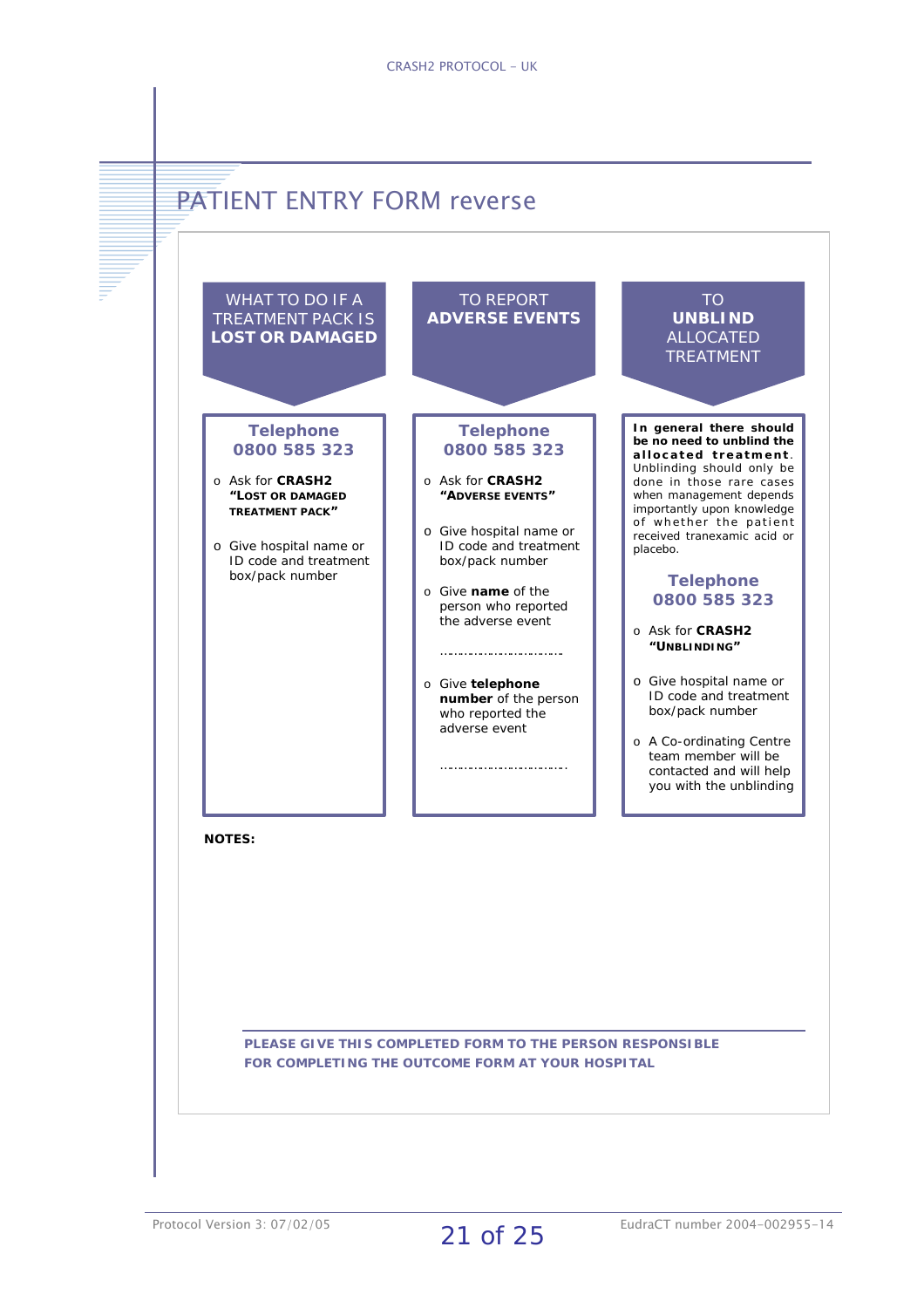# PATIENT ENTRY FORM reverse

## WHAT TO DO IF A TREATMENT PACK IS **LOST OR DAMAGED**

**Telephone 0800 585 323**

- Ask for **CRASH2 "LOST OR DAMAGED TREATMENT PACK"**
- Give hospital name or ID code and treatment box/pack number

## TO REPORT **ADVERSE EVENTS**

**Telephone 0800 585 323**

- Ask for **CRASH2 "ADVERSE EVENTS"**
- Give hospital name or ID code and treatment box/pack number
- Give **name** of the person who reported the adverse event

  ……………………………

- Give **telephone number** of the person who reported the adverse event

  ……………………………

## TO **UNBLIND** ALLOCATED TREATMENT

**In general there should be no need to unblind the allocated treatment**. Unblinding should only be done in those rare cases when management depends importantly upon knowledge of whether the patient received tranexamic acid or placebo.

**Telephone 0800 585 323**

- Ask for **CRASH2 "UNBLINDING"**
- Give hospital name or ID code and treatment box/pack number
- A Co-ordinating Centre team member will be contacted and will help you with the unblinding

**NOTES:**

**PLEASE GIVE THIS COMPLETED FORM TO THE PERSON RESPONSIBLE FOR COMPLETING THE OUTCOME FORM AT YOUR HOSPITAL**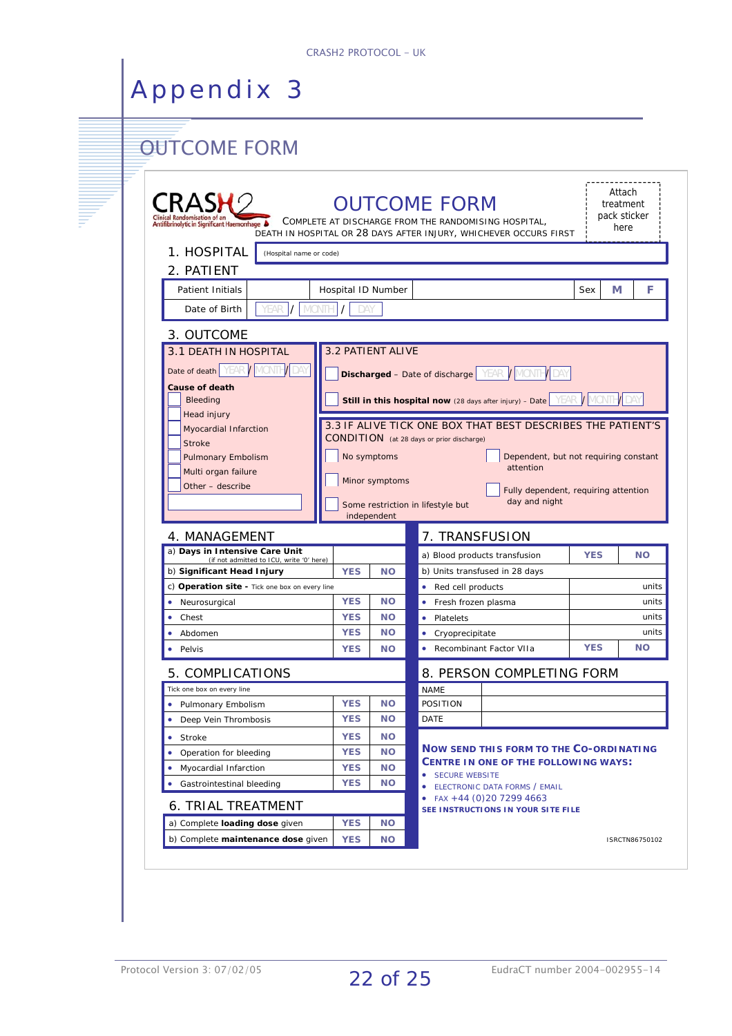# Appendix 3

## OUTCOME FORM

CRASH-2 Clinical Randomisation of an Antifibrinolytic in Significant Haemorrhage

### OUTCOME FORM

COMPLETE AT DISCHARGE FROM THE RANDOMISING HOSPITAL, DEATH IN HOSPITAL OR 28 DAYS AFTER INJURY, WHICHEVER OCCURS FIRST

Attach treatment pack sticker here

**1. HOSPITAL** (Hospital name or code)

**2. PATIENT**

| Patient Initials | | Hospital ID Number | | Sex | M | F |
|---|---|---|---|---|---|---|
| Date of Birth | YEAR / MONTH / DAY | | | | | |

**3. OUTCOME**

**3.1 DEATH IN HOSPITAL**

Date of death YEAR / MONTH / DAY

**Cause of death**

- Bleeding
- Head injury
- Myocardial Infarction
- Stroke
- Pulmonary Embolism
- Multi organ failure
- Other – describe

**3.2 PATIENT ALIVE**

- **Discharged** – Date of discharge YEAR / MONTH / DAY
- **Still in this hospital now** (28 days after injury) – Date YEAR / MONTH / DAY

**3.3 IF ALIVE TICK ONE BOX THAT BEST DESCRIBES THE PATIENT'S CONDITION** (at 28 days or prior discharge)

- No symptoms
- Minor symptoms
- Some restriction in lifestyle but independent
- Dependent, but not requiring constant attention
- Fully dependent, requiring attention day and night

**4. MANAGEMENT**

| | | |
|---|---|---|
| a) **Days in Intensive Care Unit** (if not admitted to ICU, write '0' here) | | |
| b) **Significant Head Injury** | YES | NO |
| c) **Operation site** - Tick one box on every line | | |
| • Neurosurgical | YES | NO |
| • Chest | YES | NO |
| • Abdomen | YES | NO |
| • Pelvis | YES | NO |

**5. COMPLICATIONS**

| Tick one box on every line | | |
|---|---|---|
| • Pulmonary Embolism | YES | NO |
| • Deep Vein Thrombosis | YES | NO |
| • Stroke | YES | NO |
| • Operation for bleeding | YES | NO |
| • Myocardial Infarction | YES | NO |
| • Gastrointestinal bleeding | YES | NO |

**6. TRIAL TREATMENT**

| | | |
|---|---|---|
| a) Complete **loading dose** given | YES | NO |
| b) Complete **maintenance dose** given | YES | NO |

**7. TRANSFUSION**

| | | |
|---|---|---|
| a) Blood products transfusion | YES | NO |
| b) Units transfused in 28 days | | |
| • Red cell products | | units |
| • Fresh frozen plasma | | units |
| • Platelets | | units |
| • Cryoprecipitate | | units |
| • Recombinant Factor VIIa | YES | NO |

**8. PERSON COMPLETING FORM**

| | |
|---|---|
| NAME | |
| POSITION | |
| DATE | |

**NOW SEND THIS FORM TO THE CO-ORDINATING CENTRE IN ONE OF THE FOLLOWING WAYS:**

- SECURE WEBSITE
- ELECTRONIC DATA FORMS / EMAIL
- FAX +44 (0)20 7299 4663

**SEE INSTRUCTIONS IN YOUR SITE FILE**

ISRCTN86750102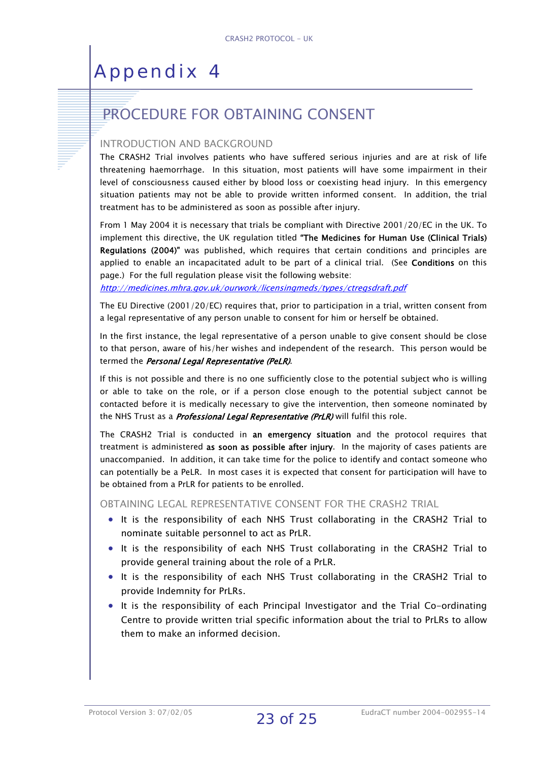# Appendix 4

## PROCEDURE FOR OBTAINING CONSENT

### INTRODUCTION AND BACKGROUND

The CRASH2 Trial involves patients who have suffered serious injuries and are at risk of life threatening haemorrhage. In this situation, most patients will have some impairment in their level of consciousness caused either by blood loss or coexisting head injury. In this emergency situation patients may not be able to provide written informed consent. In addition, the trial treatment has to be administered as soon as possible after injury.

From 1 May 2004 it is necessary that trials be compliant with Directive 2001/20/EC in the UK. To implement this directive, the UK regulation titled **"The Medicines for Human Use (Clinical Trials) Regulations (2004)"** was published, which requires that certain conditions and principles are applied to enable an incapacitated adult to be part of a clinical trial. (See **Conditions** on this page.) For the full regulation please visit the following website:
*http://medicines.mhra.gov.uk/ourwork/licensingmeds/types/ctregsdraft.pdf*

The EU Directive (2001/20/EC) requires that, prior to participation in a trial, written consent from a legal representative of any person unable to consent for him or herself be obtained.

In the first instance, the legal representative of a person unable to give consent should be close to that person, aware of his/her wishes and independent of the research. This person would be termed the ***Personal Legal Representative (PeLR)***.

If this is not possible and there is no one sufficiently close to the potential subject who is willing or able to take on the role, or if a person close enough to the potential subject cannot be contacted before it is medically necessary to give the intervention, then someone nominated by the NHS Trust as a ***Professional Legal Representative (PrLR)*** will fulfil this role.

The CRASH2 Trial is conducted in **an emergency situation** and the protocol requires that treatment is administered **as soon as possible after injury**. In the majority of cases patients are unaccompanied. In addition, it can take time for the police to identify and contact someone who can potentially be a PeLR. In most cases it is expected that consent for participation will have to be obtained from a PrLR for patients to be enrolled.

### OBTAINING LEGAL REPRESENTATIVE CONSENT FOR THE CRASH2 TRIAL

- It is the responsibility of each NHS Trust collaborating in the CRASH2 Trial to nominate suitable personnel to act as PrLR.
- It is the responsibility of each NHS Trust collaborating in the CRASH2 Trial to provide general training about the role of a PrLR.
- It is the responsibility of each NHS Trust collaborating in the CRASH2 Trial to provide Indemnity for PrLRs.
- It is the responsibility of each Principal Investigator and the Trial Co-ordinating Centre to provide written trial specific information about the trial to PrLRs to allow them to make an informed decision.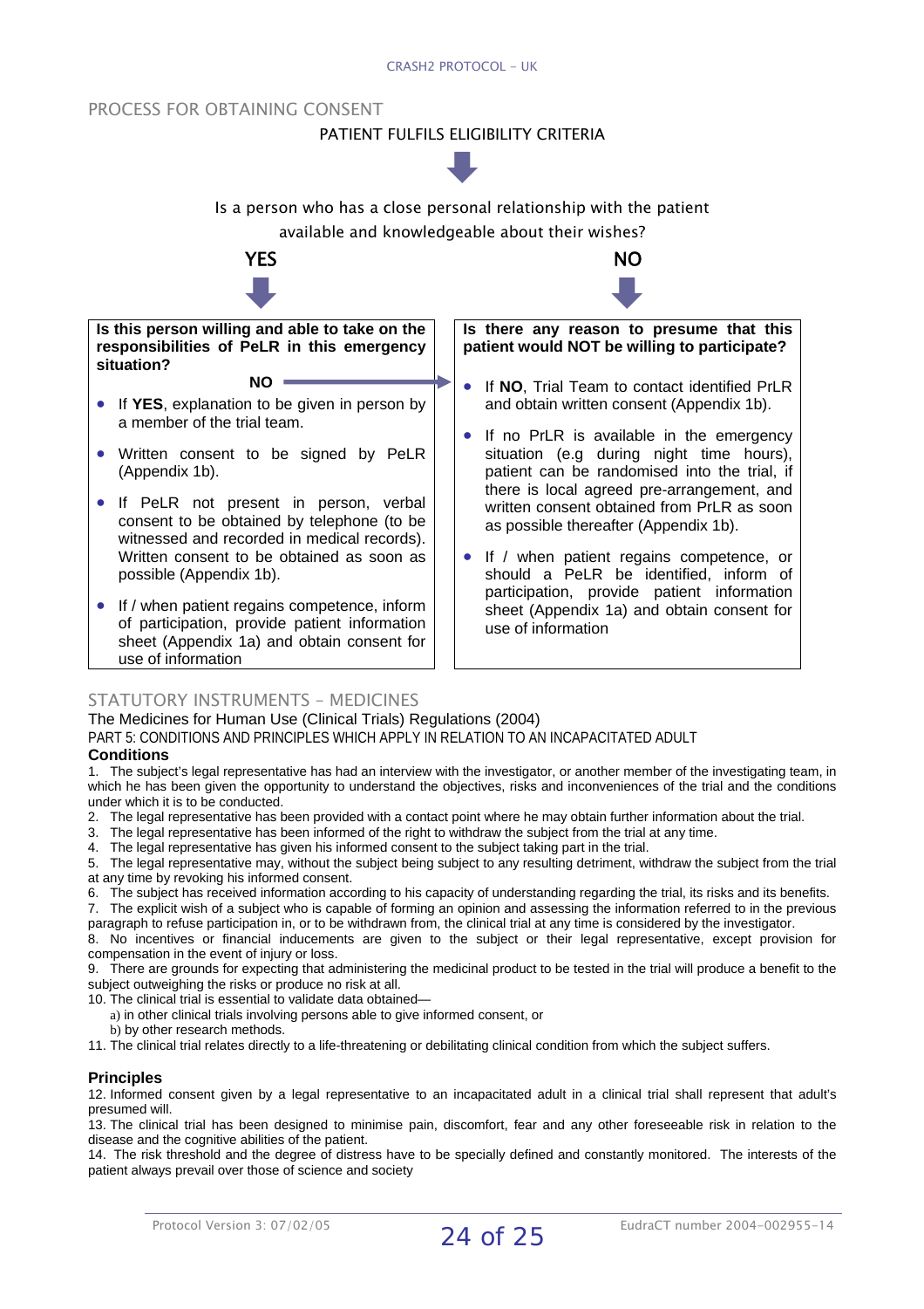## PROCESS FOR OBTAINING CONSENT

PATIENT FULFILS ELIGIBILITY CRITERIA

↓

Is a person who has a close personal relationship with the patient available and knowledgeable about their wishes?

**YES**

**Is this person willing and able to take on the responsibilities of PeLR in this emergency situation?**

**NO** → (go to the NO box)

- If **YES**, explanation to be given in person by a member of the trial team.
- Written consent to be signed by PeLR (Appendix 1b).
- If PeLR not present in person, verbal consent to be obtained by telephone (to be witnessed and recorded in medical records). Written consent to be obtained as soon as possible (Appendix 1b).
- If / when patient regains competence, inform of participation, provide patient information sheet (Appendix 1a) and obtain consent for use of information

**NO**

**Is there any reason to presume that this patient would NOT be willing to participate?**

- If **NO**, Trial Team to contact identified PrLR and obtain written consent (Appendix 1b).
- If no PrLR is available in the emergency situation (e.g during night time hours), patient can be randomised into the trial, if there is local agreed pre-arrangement, and written consent obtained from PrLR as soon as possible thereafter (Appendix 1b).
- If / when patient regains competence, or should a PeLR be identified, inform of participation, provide patient information sheet (Appendix 1a) and obtain consent for use of information

## STATUTORY INSTRUMENTS – MEDICINES

The Medicines for Human Use (Clinical Trials) Regulations (2004)

PART 5: CONDITIONS AND PRINCIPLES WHICH APPLY IN RELATION TO AN INCAPACITATED ADULT

### Conditions

1. The subject's legal representative has had an interview with the investigator, or another member of the investigating team, in which he has been given the opportunity to understand the objectives, risks and inconveniences of the trial and the conditions under which it is to be conducted.
2. The legal representative has been provided with a contact point where he may obtain further information about the trial.
3. The legal representative has been informed of the right to withdraw the subject from the trial at any time.
4. The legal representative has given his informed consent to the subject taking part in the trial.
5. The legal representative may, without the subject being subject to any resulting detriment, withdraw the subject from the trial at any time by revoking his informed consent.
6. The subject has received information according to his capacity of understanding regarding the trial, its risks and its benefits.
7. The explicit wish of a subject who is capable of forming an opinion and assessing the information referred to in the previous paragraph to refuse participation in, or to be withdrawn from, the clinical trial at any time is considered by the investigator.
8. No incentives or financial inducements are given to the subject or their legal representative, except provision for compensation in the event of injury or loss.
9. There are grounds for expecting that administering the medicinal product to be tested in the trial will produce a benefit to the subject outweighing the risks or produce no risk at all.
10. The clinical trial is essential to validate data obtained—
    a) in other clinical trials involving persons able to give informed consent, or
    b) by other research methods.
11. The clinical trial relates directly to a life-threatening or debilitating clinical condition from which the subject suffers.

### Principles

12. Informed consent given by a legal representative to an incapacitated adult in a clinical trial shall represent that adult's presumed will.
13. The clinical trial has been designed to minimise pain, discomfort, fear and any other foreseeable risk in relation to the disease and the cognitive abilities of the patient.
14. The risk threshold and the degree of distress have to be specially defined and constantly monitored. The interests of the patient always prevail over those of science and society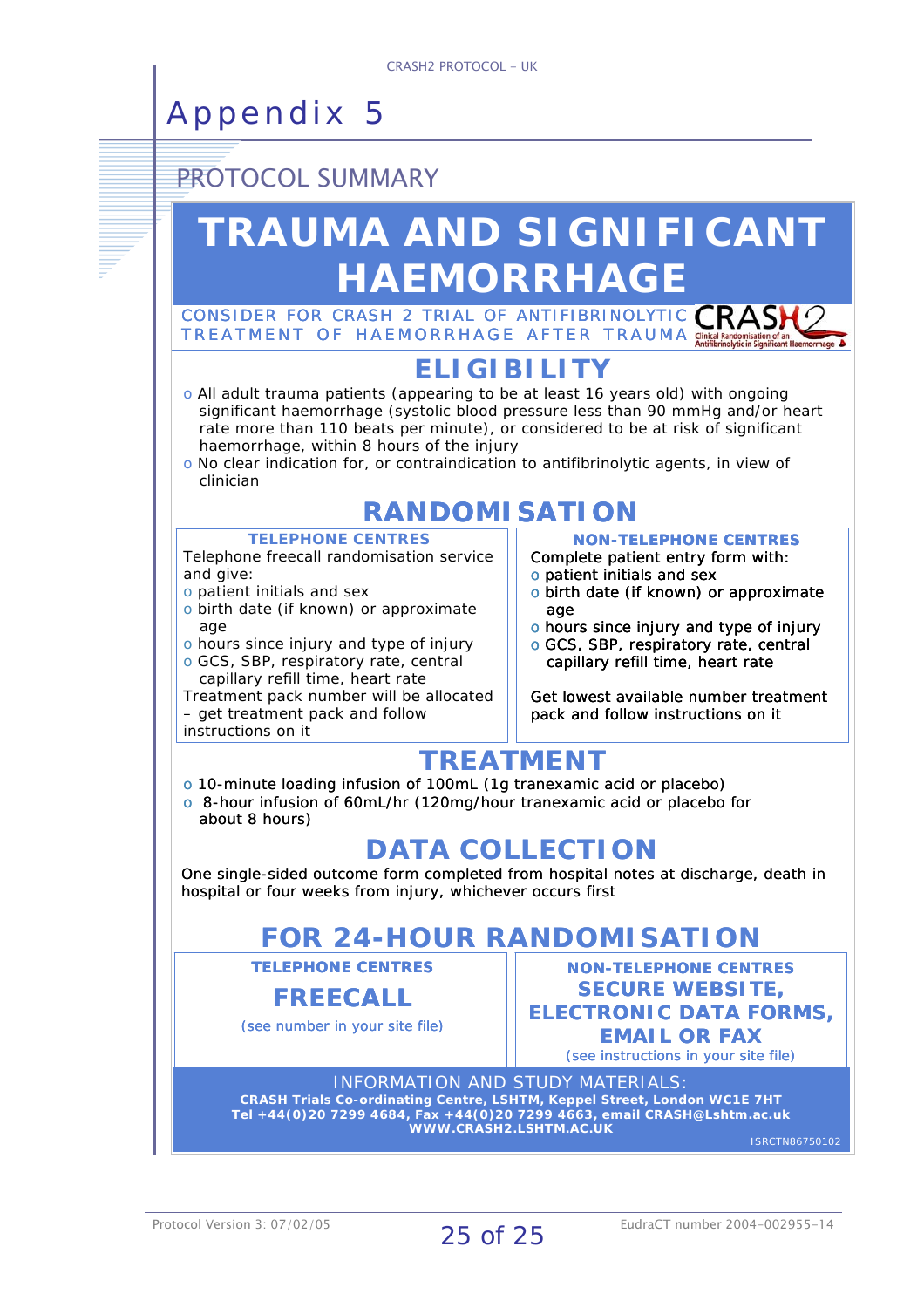# Appendix 5

## PROTOCOL SUMMARY

# TRAUMA AND SIGNIFICANT HAEMORRHAGE

CONSIDER FOR CRASH 2 TRIAL OF ANTIFIBRINOLYTIC TREATMENT OF HAEMORRHAGE AFTER TRAUMA

CRASH 2 — Clinical Randomisation of an Antifibrinolytic in Significant Haemorrhage

## ELIGIBILITY

- All adult trauma patients (appearing to be at least 16 years old) with ongoing significant haemorrhage (systolic blood pressure less than 90 mmHg and/or heart rate more than 110 beats per minute), or considered to be at risk of significant haemorrhage, within 8 hours of the injury
- No clear indication for, or contraindication to antifibrinolytic agents, in view of clinician

## RANDOMISATION

### TELEPHONE CENTRES

Telephone freecall randomisation service and give:

- patient initials and sex
- birth date (if known) or approximate age
- hours since injury and type of injury
- GCS, SBP, respiratory rate, central capillary refill time, heart rate

Treatment pack number will be allocated – get treatment pack and follow instructions on it

### NON-TELEPHONE CENTRES

Complete patient entry form with:

- patient initials and sex
- birth date (if known) or approximate age
- hours since injury and type of injury
- GCS, SBP, respiratory rate, central capillary refill time, heart rate

Get lowest available number treatment pack and follow instructions on it

## TREATMENT

- 10-minute loading infusion of 100mL (1g tranexamic acid or placebo)
- 8-hour infusion of 60mL/hr (120mg/hour tranexamic acid or placebo for about 8 hours)

## DATA COLLECTION

One single-sided outcome form completed from hospital notes at discharge, death in hospital or four weeks from injury, whichever occurs first

## FOR 24-HOUR RANDOMISATION

### TELEPHONE CENTRES

**FREECALL**

(see number in your site file)

### NON-TELEPHONE CENTRES

**SECURE WEBSITE, ELECTRONIC DATA FORMS, EMAIL OR FAX**

(see instructions in your site file)

INFORMATION AND STUDY MATERIALS:

**CRASH Trials Co-ordinating Centre, LSHTM, Keppel Street, London WC1E 7HT**
**Tel +44(0)20 7299 4684, Fax +44(0)20 7299 4663, email CRASH@Lshtm.ac.uk**
**WWW.CRASH2.LSHTM.AC.UK**

ISRCTN86750102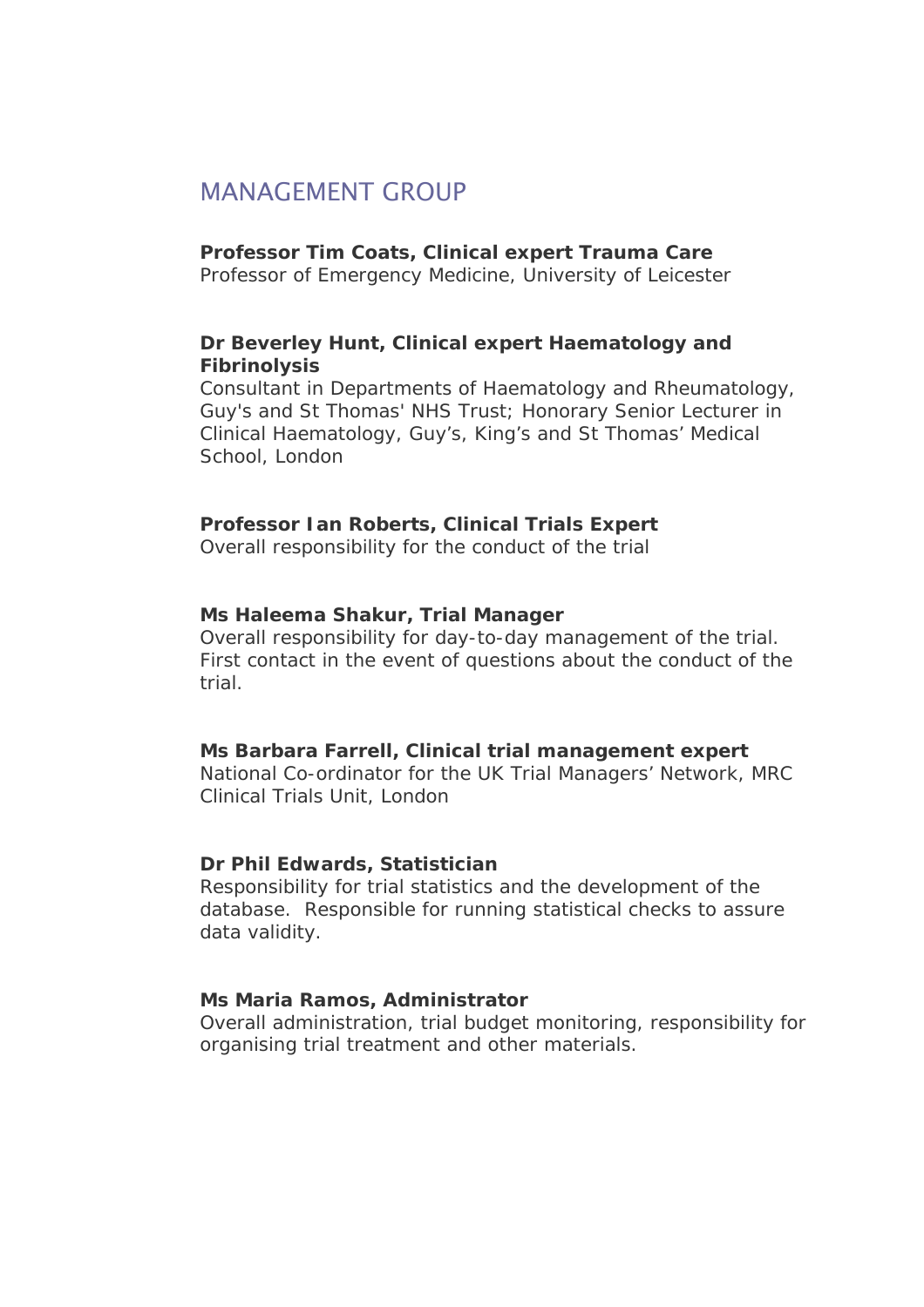## MANAGEMENT GROUP

**Professor Tim Coats, Clinical expert Trauma Care**
Professor of Emergency Medicine, University of Leicester

**Dr Beverley Hunt, Clinical expert Haematology and Fibrinolysis**
Consultant in Departments of Haematology and Rheumatology, Guy's and St Thomas' NHS Trust; Honorary Senior Lecturer in Clinical Haematology, Guy's, King's and St Thomas' Medical School, London

**Professor Ian Roberts, Clinical Trials Expert**
Overall responsibility for the conduct of the trial

**Ms Haleema Shakur, Trial Manager**
Overall responsibility for day-to-day management of the trial. First contact in the event of questions about the conduct of the trial.

**Ms Barbara Farrell, Clinical trial management expert**
National Co-ordinator for the UK Trial Managers' Network, MRC Clinical Trials Unit, London

**Dr Phil Edwards, Statistician**
Responsibility for trial statistics and the development of the database. Responsible for running statistical checks to assure data validity.

**Ms Maria Ramos, Administrator**
Overall administration, trial budget monitoring, responsibility for organising trial treatment and other materials.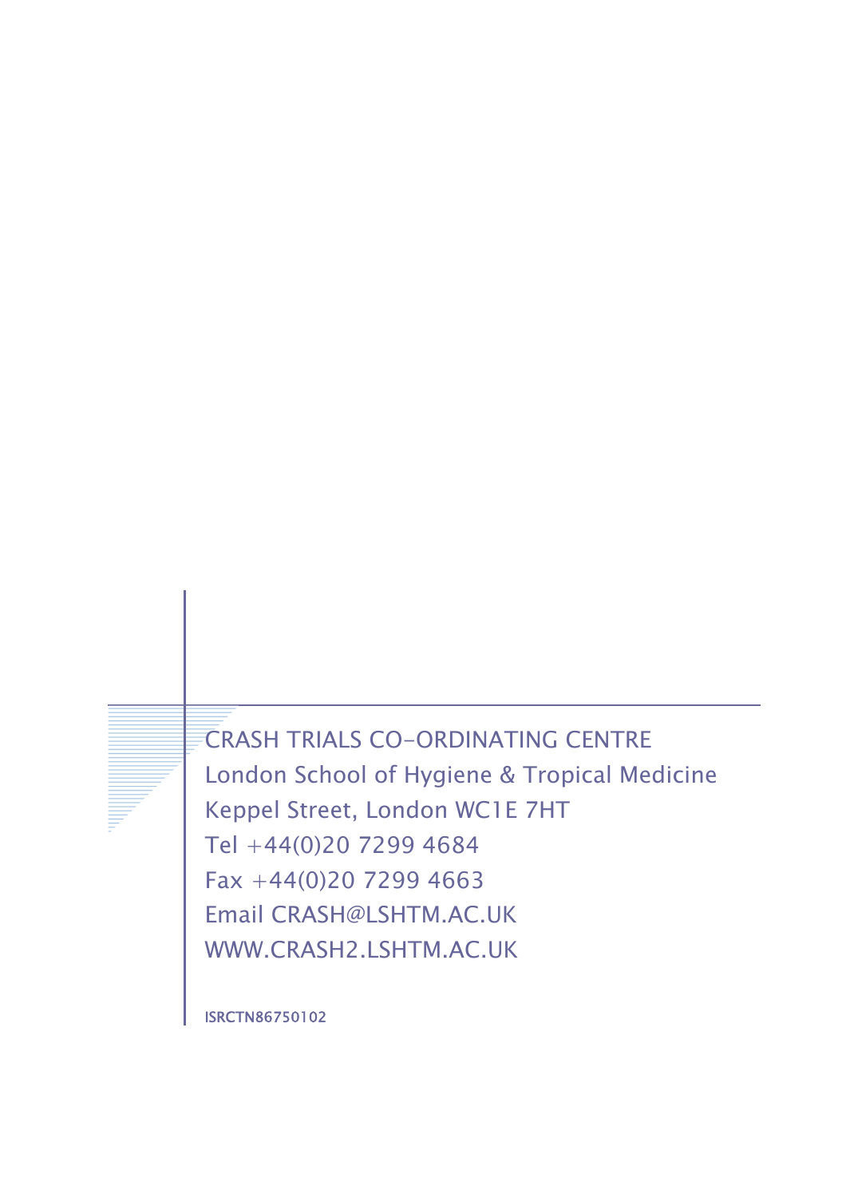CRASH TRIALS CO-ORDINATING CENTRE
London School of Hygiene & Tropical Medicine
Keppel Street, London WC1E 7HT
Tel +44(0)20 7299 4684
Fax +44(0)20 7299 4663
Email CRASH@LSHTM.AC.UK
WWW.CRASH2.LSHTM.AC.UK

ISRCTN86750102